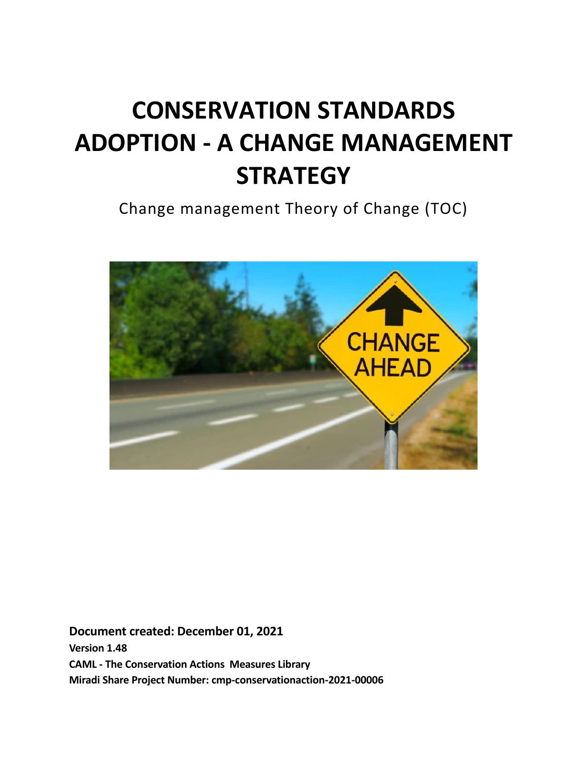# CONSERVATION STANDARDS ADOPTION - A CHANGE MANAGEMENT STRATEGY

Change management Theory of Change (TOC)

**Document created: December 01, 2021**

**Version 1.48**

**CAML - The Conservation Actions Measures Library**

**Miradi Share Project Number: cmp-conservationaction-2021-00006**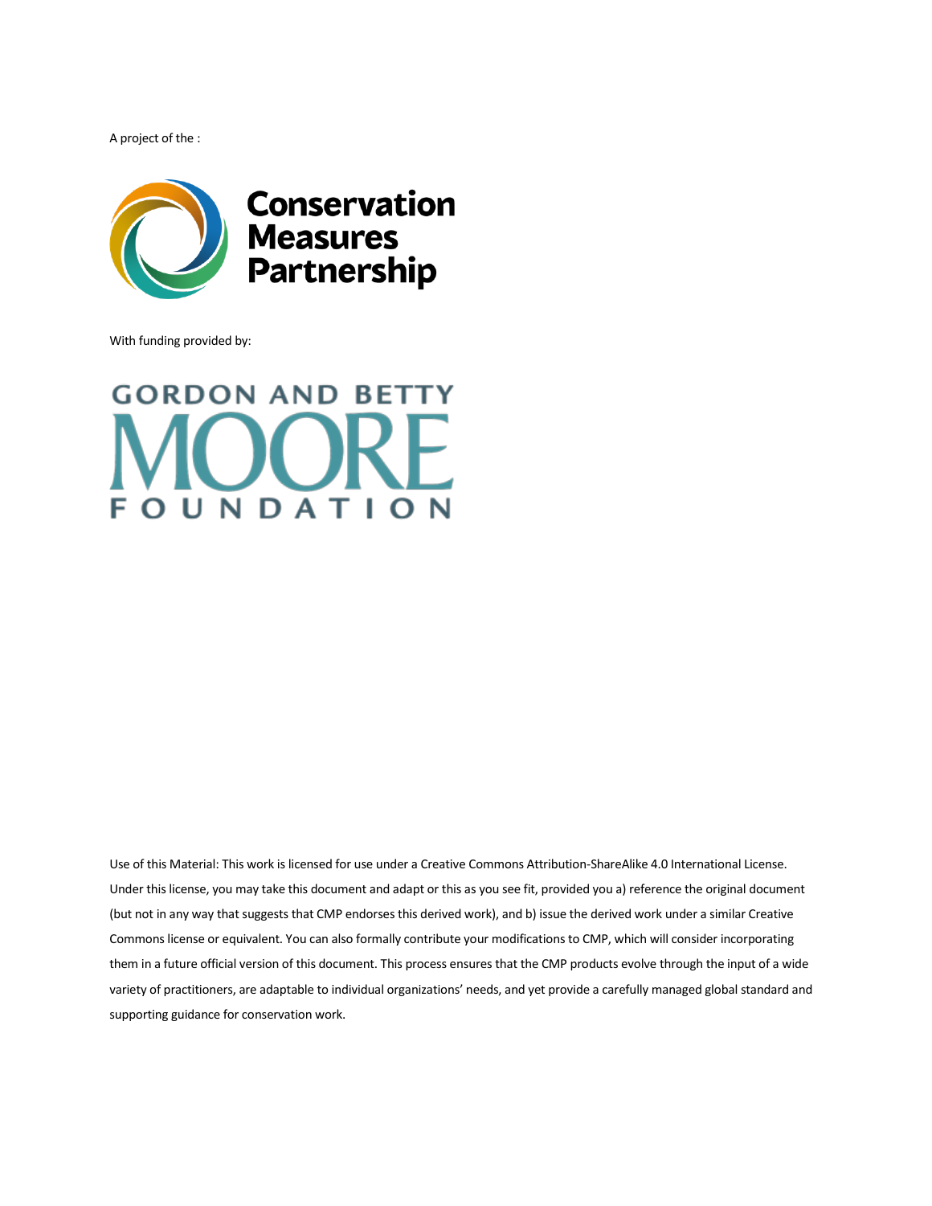A project of the :

Conservation Measures Partnership

With funding provided by:

GORDON AND BETTY MOORE FOUNDATION

Use of this Material: This work is licensed for use under a Creative Commons Attribution-ShareAlike 4.0 International License. Under this license, you may take this document and adapt or this as you see fit, provided you a) reference the original document (but not in any way that suggests that CMP endorses this derived work), and b) issue the derived work under a similar Creative Commons license or equivalent. You can also formally contribute your modifications to CMP, which will consider incorporating them in a future official version of this document. This process ensures that the CMP products evolve through the input of a wide variety of practitioners, are adaptable to individual organizations' needs, and yet provide a carefully managed global standard and supporting guidance for conservation work.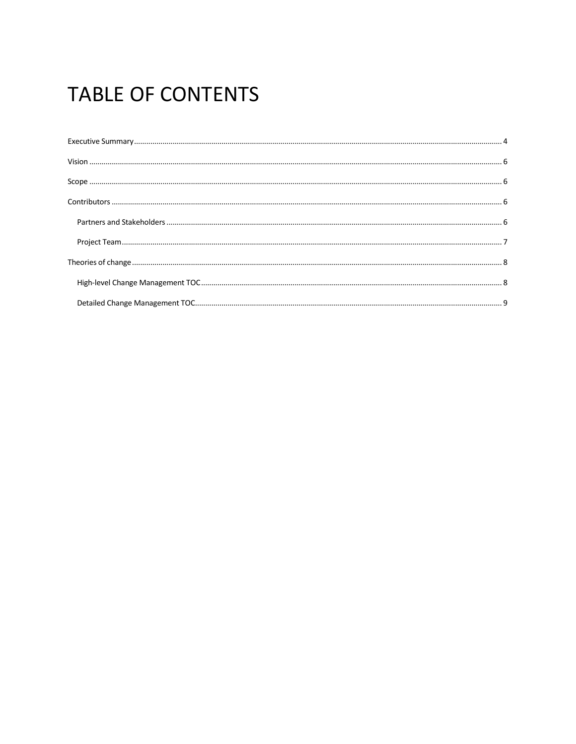# TABLE OF CONTENTS

Executive Summary ........................................................................................................ 4

Vision ........................................................................................................................... 6

Scope ........................................................................................................................... 6

Contributors ................................................................................................................. 6

- Partners and Stakeholders ........................................................................................ 6
- Project Team ............................................................................................................ 7

Theories of change ....................................................................................................... 8

- High-level Change Management TOC ........................................................................ 8
- Detailed Change Management TOC ........................................................................... 9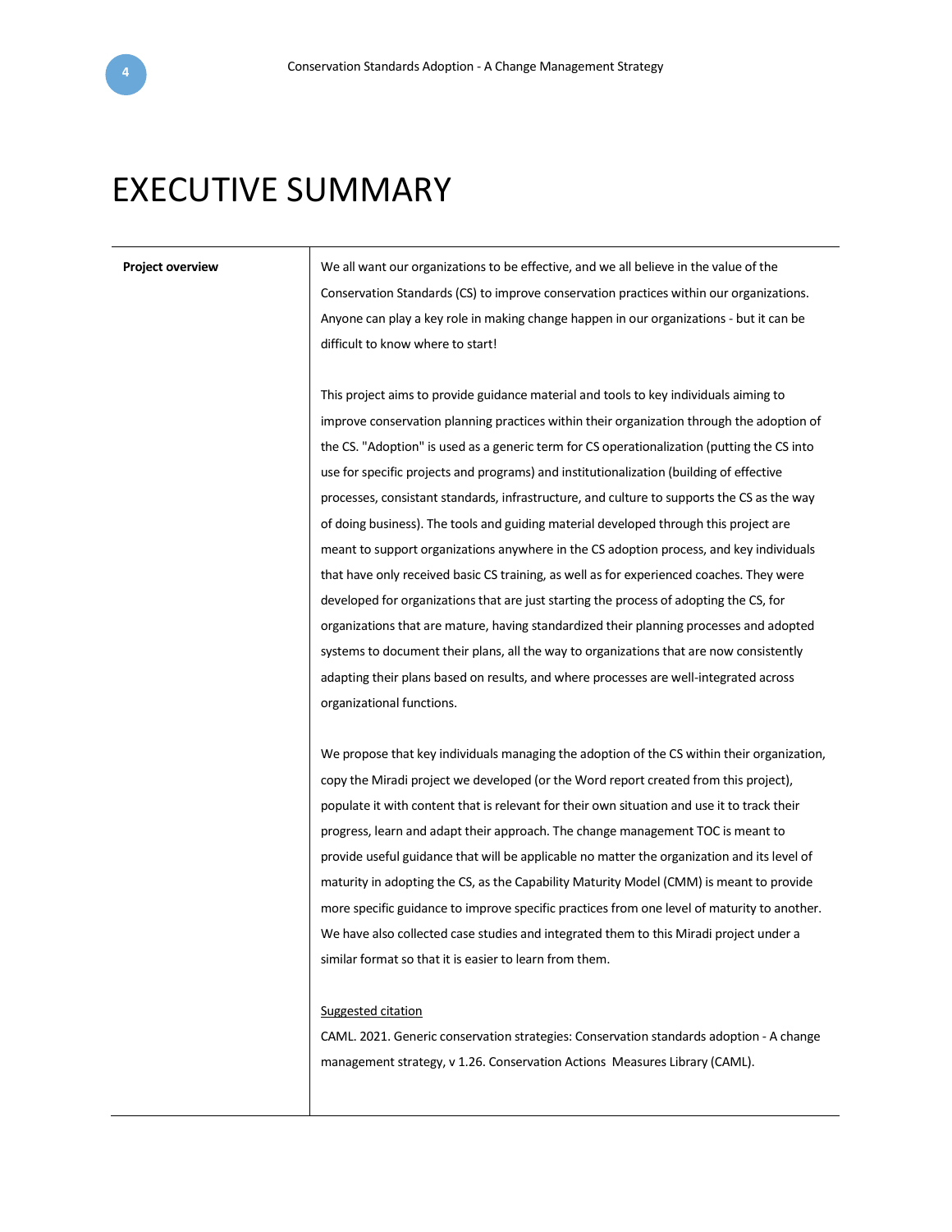# EXECUTIVE SUMMARY

| Project overview | We all want our organizations to be effective, and we all believe in the value of the Conservation Standards (CS) to improve conservation practices within our organizations. Anyone can play a key role in making change happen in our organizations - but it can be difficult to know where to start!<br><br>This project aims to provide guidance material and tools to key individuals aiming to improve conservation planning practices within their organization through the adoption of the CS. "Adoption" is used as a generic term for CS operationalization (putting the CS into use for specific projects and programs) and institutionalization (building of effective processes, consistant standards, infrastructure, and culture to supports the CS as the way of doing business). The tools and guiding material developed through this project are meant to support organizations anywhere in the CS adoption process, and key individuals that have only received basic CS training, as well as for experienced coaches. They were developed for organizations that are just starting the process of adopting the CS, for organizations that are mature, having standardized their planning processes and adopted systems to document their plans, all the way to organizations that are now consistently adapting their plans based on results, and where processes are well-integrated across organizational functions.<br><br>We propose that key individuals managing the adoption of the CS within their organization, copy the Miradi project we developed (or the Word report created from this project), populate it with content that is relevant for their own situation and use it to track their progress, learn and adapt their approach. The change management TOC is meant to provide useful guidance that will be applicable no matter the organization and its level of maturity in adopting the CS, as the Capability Maturity Model (CMM) is meant to provide more specific guidance to improve specific practices from one level of maturity to another. We have also collected case studies and integrated them to this Miradi project under a similar format so that it is easier to learn from them.<br><br><u>Suggested citation</u><br>CAML. 2021. Generic conservation strategies: Conservation standards adoption - A change management strategy, v 1.26. Conservation Actions Measures Library (CAML). |
|---|---|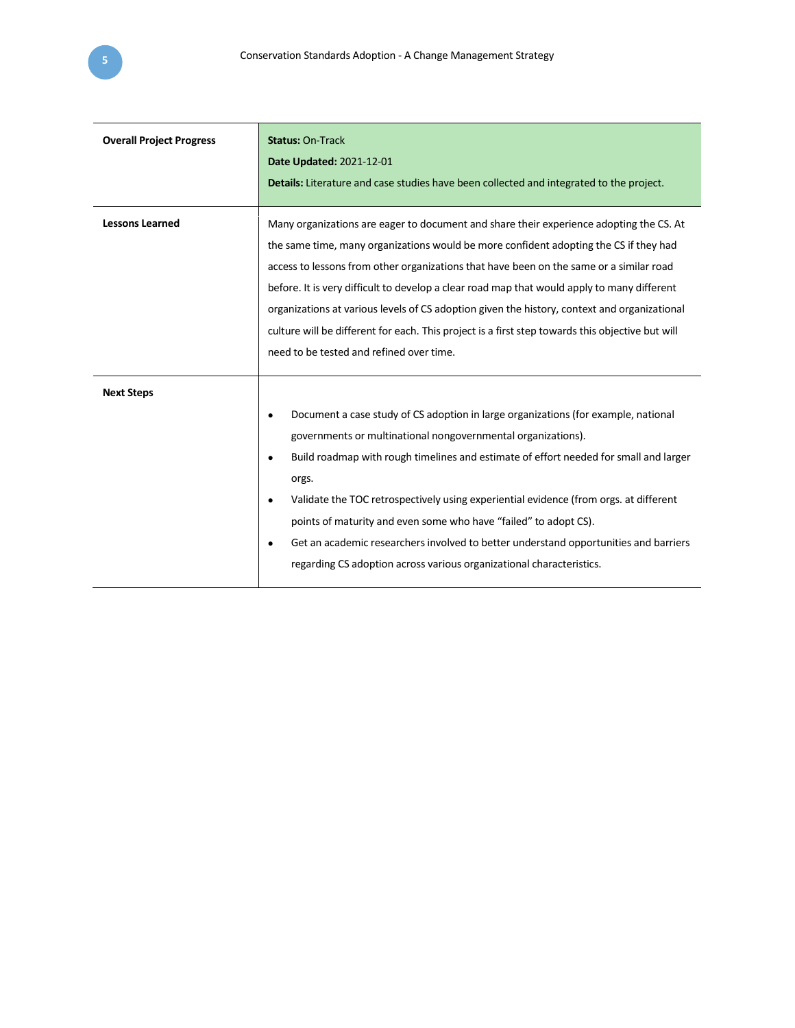| | |
|---|---|
| **Overall Project Progress** | **Status:** On-Track<br>**Date Updated:** 2021-12-01<br>**Details:** Literature and case studies have been collected and integrated to the project. |
| **Lessons Learned** | Many organizations are eager to document and share their experience adopting the CS. At the same time, many organizations would be more confident adopting the CS if they had access to lessons from other organizations that have been on the same or a similar road before. It is very difficult to develop a clear road map that would apply to many different organizations at various levels of CS adoption given the history, context and organizational culture will be different for each. This project is a first step towards this objective but will need to be tested and refined over time. |
| **Next Steps** | • Document a case study of CS adoption in large organizations (for example, national governments or multinational nongovernmental organizations).<br>• Build roadmap with rough timelines and estimate of effort needed for small and larger orgs.<br>• Validate the TOC retrospectively using experiential evidence (from orgs. at different points of maturity and even some who have "failed" to adopt CS).<br>• Get an academic researchers involved to better understand opportunities and barriers regarding CS adoption across various organizational characteristics. |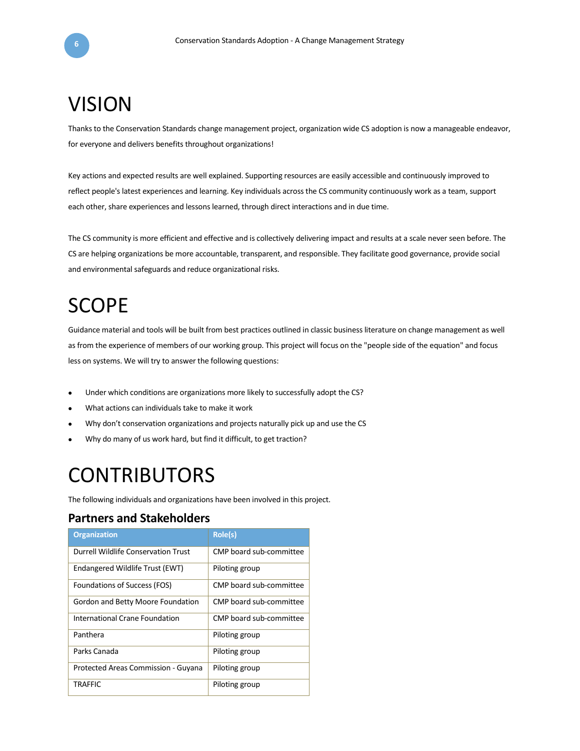# VISION

Thanks to the Conservation Standards change management project, organization wide CS adoption is now a manageable endeavor, for everyone and delivers benefits throughout organizations!

Key actions and expected results are well explained. Supporting resources are easily accessible and continuously improved to reflect people's latest experiences and learning. Key individuals across the CS community continuously work as a team, support each other, share experiences and lessons learned, through direct interactions and in due time.

The CS community is more efficient and effective and is collectively delivering impact and results at a scale never seen before. The CS are helping organizations be more accountable, transparent, and responsible. They facilitate good governance, provide social and environmental safeguards and reduce organizational risks.

# SCOPE

Guidance material and tools will be built from best practices outlined in classic business literature on change management as well as from the experience of members of our working group. This project will focus on the "people side of the equation" and focus less on systems. We will try to answer the following questions:

- Under which conditions are organizations more likely to successfully adopt the CS?
- What actions can individuals take to make it work
- Why don't conservation organizations and projects naturally pick up and use the CS
- Why do many of us work hard, but find it difficult, to get traction?

# CONTRIBUTORS

The following individuals and organizations have been involved in this project.

## Partners and Stakeholders

| Organization | Role(s) |
|---|---|
| Durrell Wildlife Conservation Trust | CMP board sub-committee |
| Endangered Wildlife Trust (EWT) | Piloting group |
| Foundations of Success (FOS) | CMP board sub-committee |
| Gordon and Betty Moore Foundation | CMP board sub-committee |
| International Crane Foundation | CMP board sub-committee |
| Panthera | Piloting group |
| Parks Canada | Piloting group |
| Protected Areas Commission - Guyana | Piloting group |
| TRAFFIC | Piloting group |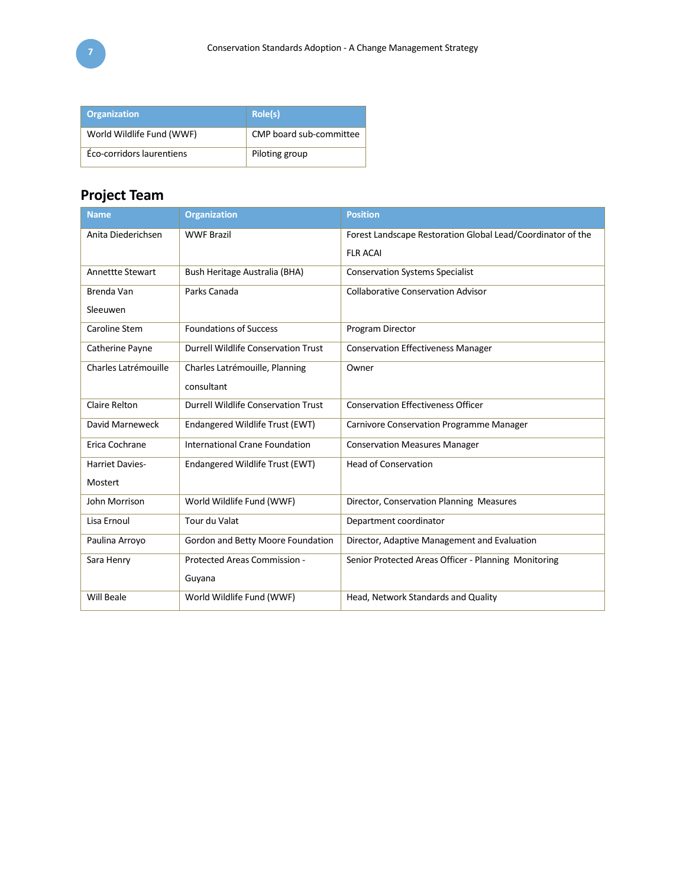| Organization | Role(s) |
|---|---|
| World Wildlife Fund (WWF) | CMP board sub-committee |
| Éco-corridors laurentiens | Piloting group |

## Project Team

| Name | Organization | Position |
|---|---|---|
| Anita Diederichsen | WWF Brazil | Forest Landscape Restoration Global Lead/Coordinator of the FLR ACAI |
| Annettte Stewart | Bush Heritage Australia (BHA) | Conservation Systems Specialist |
| Brenda Van Sleeuwen | Parks Canada | Collaborative Conservation Advisor |
| Caroline Stem | Foundations of Success | Program Director |
| Catherine Payne | Durrell Wildlife Conservation Trust | Conservation Effectiveness Manager |
| Charles Latrémouille | Charles Latrémouille, Planning consultant | Owner |
| Claire Relton | Durrell Wildlife Conservation Trust | Conservation Effectiveness Officer |
| David Marneweck | Endangered Wildlife Trust (EWT) | Carnivore Conservation Programme Manager |
| Erica Cochrane | International Crane Foundation | Conservation Measures Manager |
| Harriet Davies-Mostert | Endangered Wildlife Trust (EWT) | Head of Conservation |
| John Morrison | World Wildlife Fund (WWF) | Director, Conservation Planning Measures |
| Lisa Ernoul | Tour du Valat | Department coordinator |
| Paulina Arroyo | Gordon and Betty Moore Foundation | Director, Adaptive Management and Evaluation |
| Sara Henry | Protected Areas Commission - Guyana | Senior Protected Areas Officer - Planning Monitoring |
| Will Beale | World Wildlife Fund (WWF) | Head, Network Standards and Quality |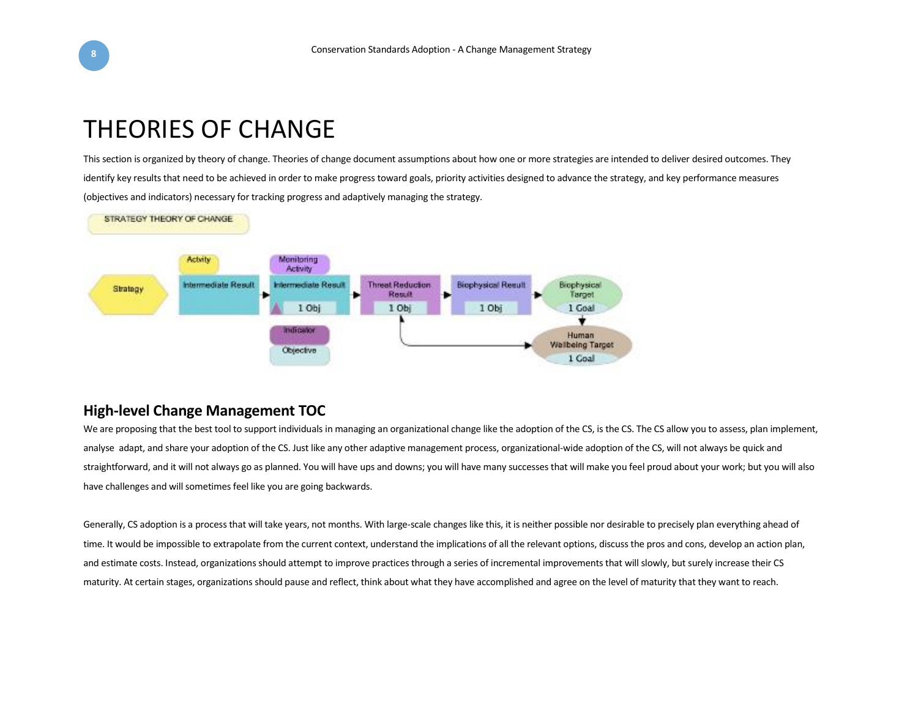# THEORIES OF CHANGE

This section is organized by theory of change. Theories of change document assumptions about how one or more strategies are intended to deliver desired outcomes. They identify key results that need to be achieved in order to make progress toward goals, priority activities designed to advance the strategy, and key performance measures (objectives and indicators) necessary for tracking progress and adaptively managing the strategy.

## High-level Change Management TOC

We are proposing that the best tool to support individuals in managing an organizational change like the adoption of the CS, is the CS. The CS allow you to assess, plan implement, analyse adapt, and share your adoption of the CS. Just like any other adaptive management process, organizational-wide adoption of the CS, will not always be quick and straightforward, and it will not always go as planned. You will have ups and downs; you will have many successes that will make you feel proud about your work; but you will also have challenges and will sometimes feel like you are going backwards.

Generally, CS adoption is a process that will take years, not months. With large-scale changes like this, it is neither possible nor desirable to precisely plan everything ahead of time. It would be impossible to extrapolate from the current context, understand the implications of all the relevant options, discuss the pros and cons, develop an action plan, and estimate costs. Instead, organizations should attempt to improve practices through a series of incremental improvements that will slowly, but surely increase their CS maturity. At certain stages, organizations should pause and reflect, think about what they have accomplished and agree on the level of maturity that they want to reach.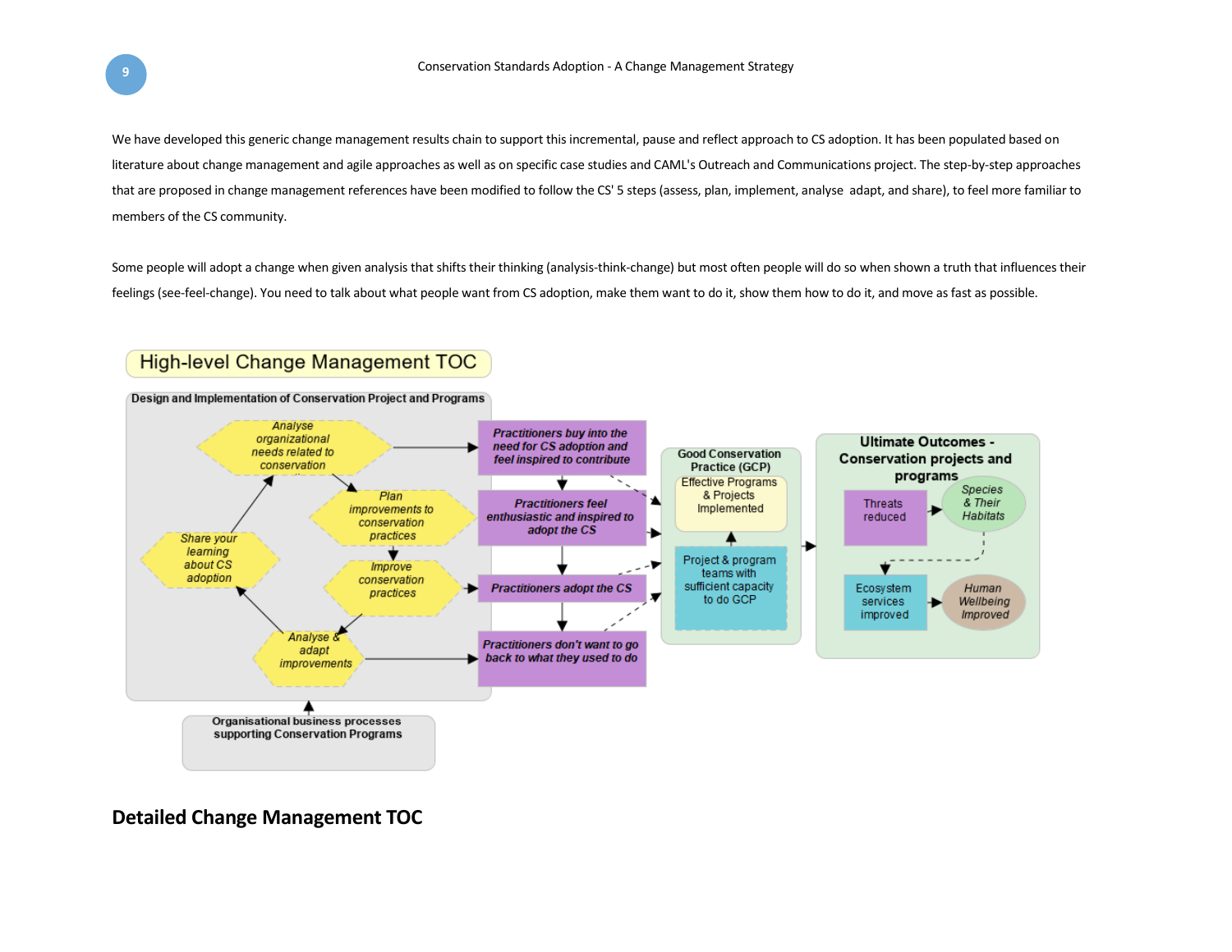We have developed this generic change management results chain to support this incremental, pause and reflect approach to CS adoption. It has been populated based on literature about change management and agile approaches as well as on specific case studies and CAML's Outreach and Communications project. The step-by-step approaches that are proposed in change management references have been modified to follow the CS' 5 steps (assess, plan, implement, analyse adapt, and share), to feel more familiar to members of the CS community.

Some people will adopt a change when given analysis that shifts their thinking (analysis-think-change) but most often people will do so when shown a truth that influences their feelings (see-feel-change). You need to talk about what people want from CS adoption, make them want to do it, show them how to do it, and move as fast as possible.

High-level Change Management TOC

Design and Implementation of Conservation Project and Programs

- Analyse organizational needs related to conservation
- Plan improvements to conservation practices
- Improve conservation practices
- Analyse & adapt improvements
- Share your learning about CS adoption

- Practitioners buy into the need for CS adoption and feel inspired to contribute
- Practitioners feel enthusiastic and inspired to adopt the CS
- Practitioners adopt the CS
- Practitioners don't want to go back to what they used to do

Good Conservation Practice (GCP)

- Effective Programs & Projects Implemented
- Project & program teams with sufficient capacity to do GCP

Ultimate Outcomes - Conservation projects and programs

- Threats reduced
- Species & Their Habitats
- Ecosystem services improved
- Human Wellbeing Improved

Organisational business processes supporting Conservation Programs

## Detailed Change Management TOC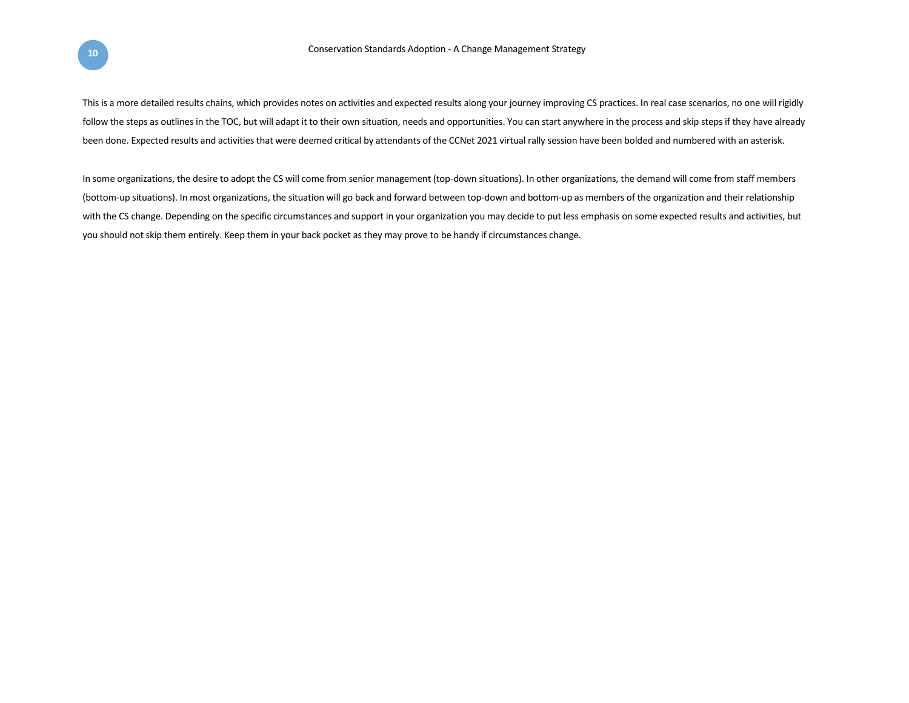This is a more detailed results chains, which provides notes on activities and expected results along your journey improving CS practices. In real case scenarios, no one will rigidly follow the steps as outlines in the TOC, but will adapt it to their own situation, needs and opportunities. You can start anywhere in the process and skip steps if they have already been done. Expected results and activities that were deemed critical by attendants of the CCNet 2021 virtual rally session have been bolded and numbered with an asterisk.

In some organizations, the desire to adopt the CS will come from senior management (top-down situations). In other organizations, the demand will come from staff members (bottom-up situations). In most organizations, the situation will go back and forward between top-down and bottom-up as members of the organization and their relationship with the CS change. Depending on the specific circumstances and support in your organization you may decide to put less emphasis on some expected results and activities, but you should not skip them entirely. Keep them in your back pocket as they may prove to be handy if circumstances change.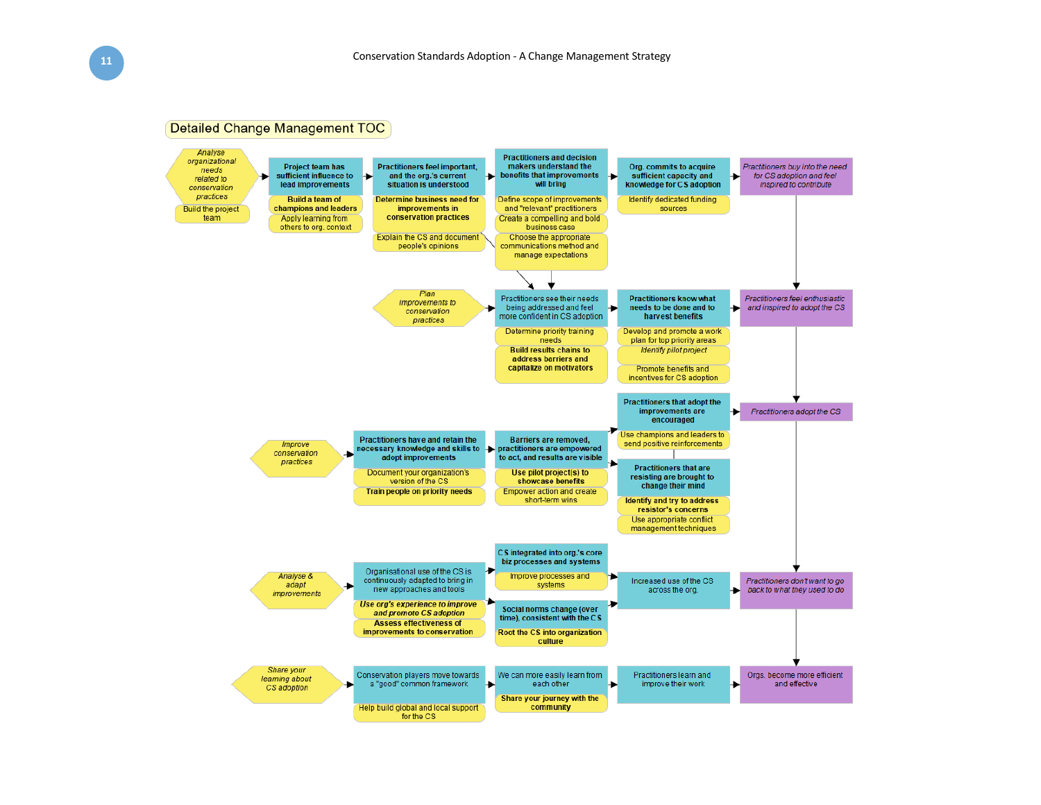## Detailed Change Management TOC

**Row 1**

- *Analyse organizational needs related to conservation practices*
  - Build the project team
- **Project team has sufficient influence to lead improvements**
  - **Build a team of champions and leaders**
  - Apply learning from others to org. context
- **Practitioners feel important, and the org.'s current situation is understood**
  - **Determine business need for improvements in conservation practices**
  - Explain the CS and document people's opinions
- **Practitioners and decision makers understand the benefits that improvements will bring**
  - Define scope of improvements and "relevant" practitioners
  - Create a compelling and bold business case
  - Choose the appropriate communications method and manage expectations
- **Org. commits to acquire sufficient capacity and knowledge for CS adoption**
  - Identify dedicated funding sources
- *Practitioners buy into the need for CS adoption and feel inspired to contribute*

**Row 2**

- *Plan improvements to conservation practices*
- Practitioners see their needs being addressed and feel more confident in CS adoption
  - Determine priority training needs
  - **Build results chains to address barriers and capitalize on motivators**
- **Practitioners know what needs to be done and to harvest benefits**
  - Develop and promote a work plan for top priority areas
  - *Identify pilot project*
  - Promote benefits and incentives for CS adoption
- *Practitioners feel enthusiastic and inspired to adopt the CS*

**Row 3**

- *Improve conservation practices*
- **Practitioners have and retain the necessary knowledge and skills to adopt improvements**
  - Document your organization's version of the CS
  - **Train people on priority needs**
- **Barriers are removed, practitioners are empowered to act, and results are visible**
  - **Use pilot project(s) to showcase benefits**
  - Empower action and create short-term wins
- **Practitioners that adopt the improvements are encouraged**
  - Use champions and leaders to send positive reinforcements
- **Practitioners that are resisting are brought to change their mind**
  - **Identify and try to address resistor's concerns**
  - Use appropriate conflict management techniques
- *Practitioners adopt the CS*

**Row 4**

- *Analyse & adapt improvements*
- Organisational use of the CS is continuously adapted to bring in new approaches and tools
  - ***Use org's experience to improve and promote CS adoption***
  - **Assess effectiveness of improvements to conservation**
- **CS integrated into org.'s core biz processes and systems**
  - Improve processes and systems
- **Social norms change (over time), consistent with the CS**
  - **Root the CS into organization culture**
- Increased use of the CS across the org.
- *Practitioners don't want to go back to what they used to do*

**Row 5**

- *Share your learning about CS adoption*
- Conservation players move towards a "good" common framework
  - Help build global and local support for the CS
- We can more easily learn from each other
  - **Share your journey with the community**
- Practitioners learn and improve their work
- Orgs. become more efficient and effective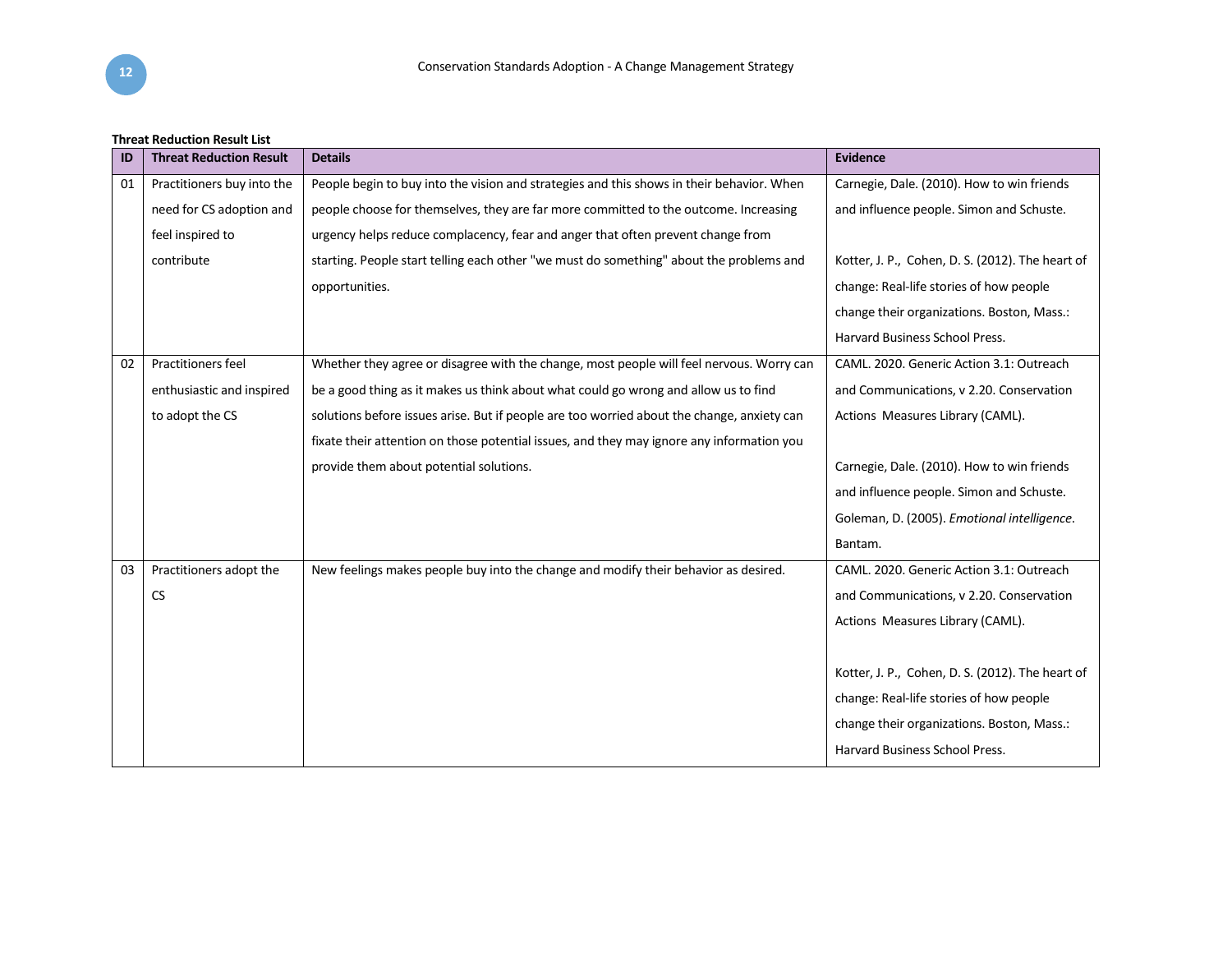**Threat Reduction Result List**

| ID | Threat Reduction Result | Details | Evidence |
|---|---|---|---|
| 01 | Practitioners buy into the need for CS adoption and feel inspired to contribute | People begin to buy into the vision and strategies and this shows in their behavior. When people choose for themselves, they are far more committed to the outcome. Increasing urgency helps reduce complacency, fear and anger that often prevent change from starting. People start telling each other "we must do something" about the problems and opportunities. | Carnegie, Dale. (2010). How to win friends and influence people. Simon and Schuste.<br><br>Kotter, J. P., Cohen, D. S. (2012). The heart of change: Real-life stories of how people change their organizations. Boston, Mass.: Harvard Business School Press. |
| 02 | Practitioners feel enthusiastic and inspired to adopt the CS | Whether they agree or disagree with the change, most people will feel nervous. Worry can be a good thing as it makes us think about what could go wrong and allow us to find solutions before issues arise. But if people are too worried about the change, anxiety can fixate their attention on those potential issues, and they may ignore any information you provide them about potential solutions. | CAML. 2020. Generic Action 3.1: Outreach and Communications, v 2.20. Conservation Actions Measures Library (CAML).<br><br>Carnegie, Dale. (2010). How to win friends and influence people. Simon and Schuste.<br>Goleman, D. (2005). *Emotional intelligence*. Bantam. |
| 03 | Practitioners adopt the CS | New feelings makes people buy into the change and modify their behavior as desired. | CAML. 2020. Generic Action 3.1: Outreach and Communications, v 2.20. Conservation Actions Measures Library (CAML).<br><br>Kotter, J. P., Cohen, D. S. (2012). The heart of change: Real-life stories of how people change their organizations. Boston, Mass.: Harvard Business School Press. |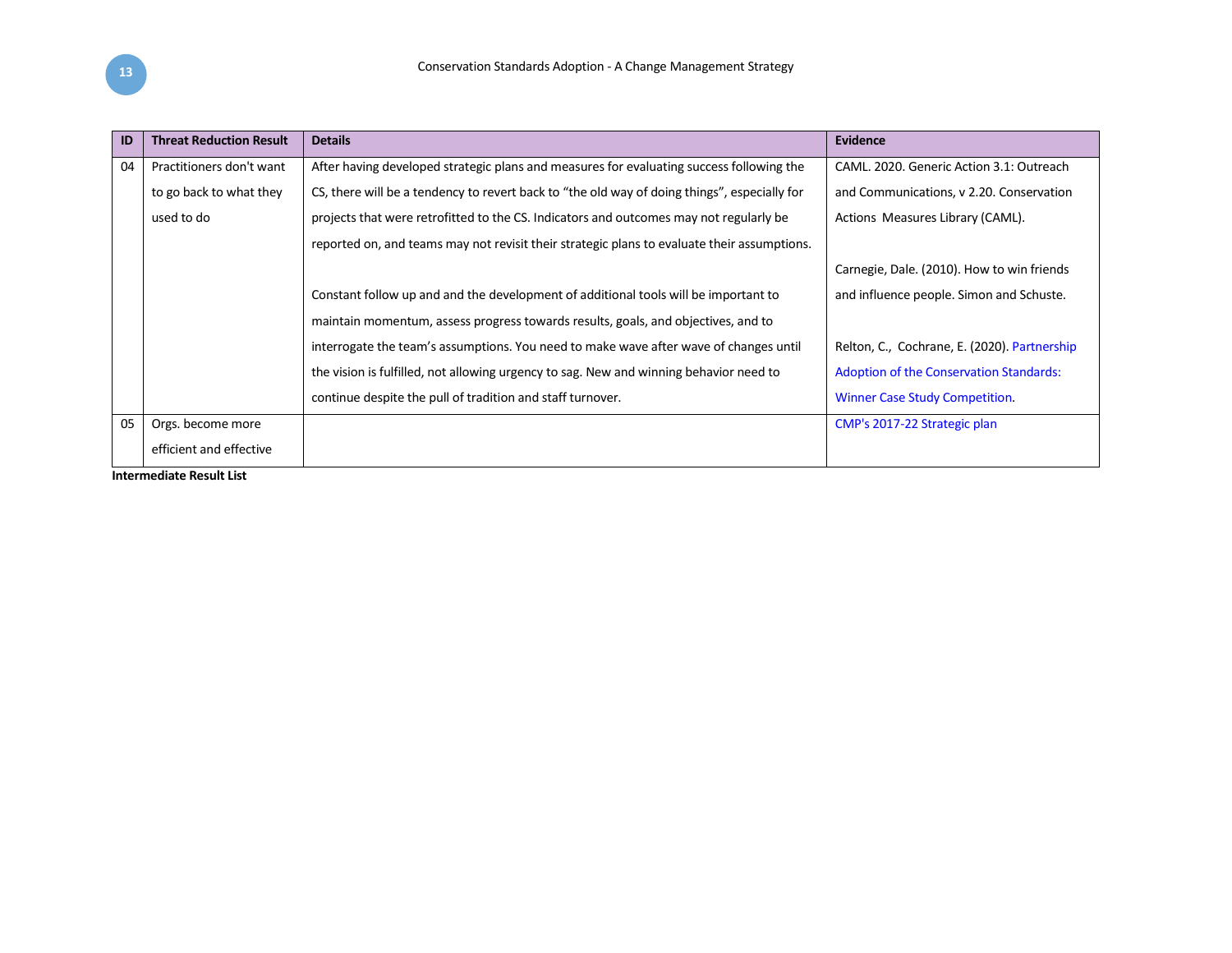| ID | Threat Reduction Result | Details | Evidence |
|---|---|---|---|
| 04 | Practitioners don't want to go back to what they used to do | After having developed strategic plans and measures for evaluating success following the CS, there will be a tendency to revert back to "the old way of doing things", especially for projects that were retrofitted to the CS. Indicators and outcomes may not regularly be reported on, and teams may not revisit their strategic plans to evaluate their assumptions.<br><br>Constant follow up and and the development of additional tools will be important to maintain momentum, assess progress towards results, goals, and objectives, and to interrogate the team's assumptions. You need to make wave after wave of changes until the vision is fulfilled, not allowing urgency to sag. New and winning behavior need to continue despite the pull of tradition and staff turnover. | CAML. 2020. Generic Action 3.1: Outreach and Communications, v 2.20. Conservation Actions Measures Library (CAML).<br><br>Carnegie, Dale. (2010). How to win friends and influence people. Simon and Schuste.<br><br>Relton, C., Cochrane, E. (2020). Partnership Adoption of the Conservation Standards: Winner Case Study Competition. |
| 05 | Orgs. become more efficient and effective | | CMP's 2017-22 Strategic plan |

**Intermediate Result List**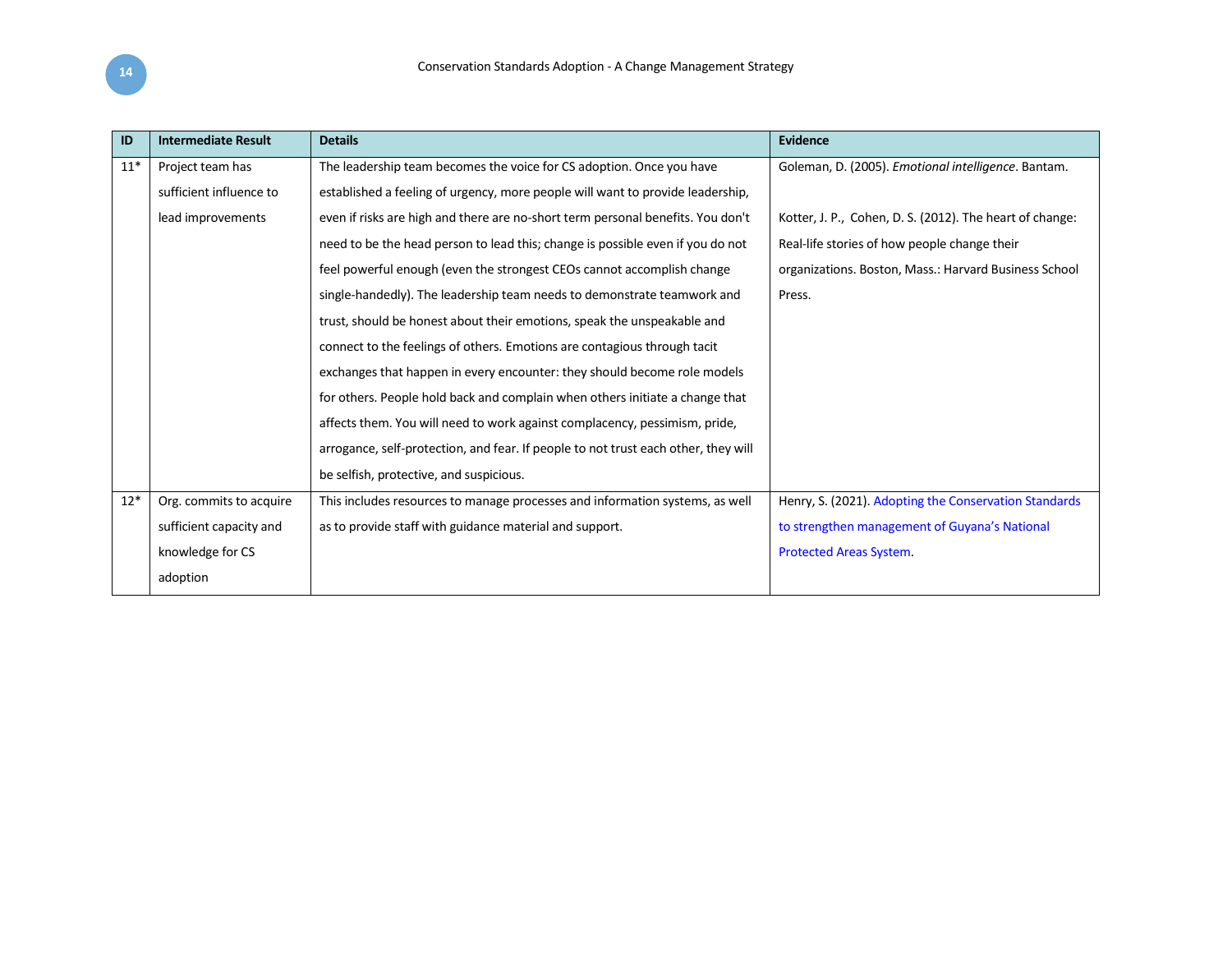| ID | Intermediate Result | Details | Evidence |
|---|---|---|---|
| 11* | Project team has sufficient influence to lead improvements | The leadership team becomes the voice for CS adoption. Once you have established a feeling of urgency, more people will want to provide leadership, even if risks are high and there are no-short term personal benefits. You don't need to be the head person to lead this; change is possible even if you do not feel powerful enough (even the strongest CEOs cannot accomplish change single-handedly). The leadership team needs to demonstrate teamwork and trust, should be honest about their emotions, speak the unspeakable and connect to the feelings of others. Emotions are contagious through tacit exchanges that happen in every encounter: they should become role models for others. People hold back and complain when others initiate a change that affects them. You will need to work against complacency, pessimism, pride, arrogance, self-protection, and fear. If people to not trust each other, they will be selfish, protective, and suspicious. | Goleman, D. (2005). *Emotional intelligence*. Bantam.<br><br>Kotter, J. P., Cohen, D. S. (2012). The heart of change: Real-life stories of how people change their organizations. Boston, Mass.: Harvard Business School Press. |
| 12* | Org. commits to acquire sufficient capacity and knowledge for CS adoption | This includes resources to manage processes and information systems, as well as to provide staff with guidance material and support. | Henry, S. (2021). Adopting the Conservation Standards to strengthen management of Guyana's National Protected Areas System. |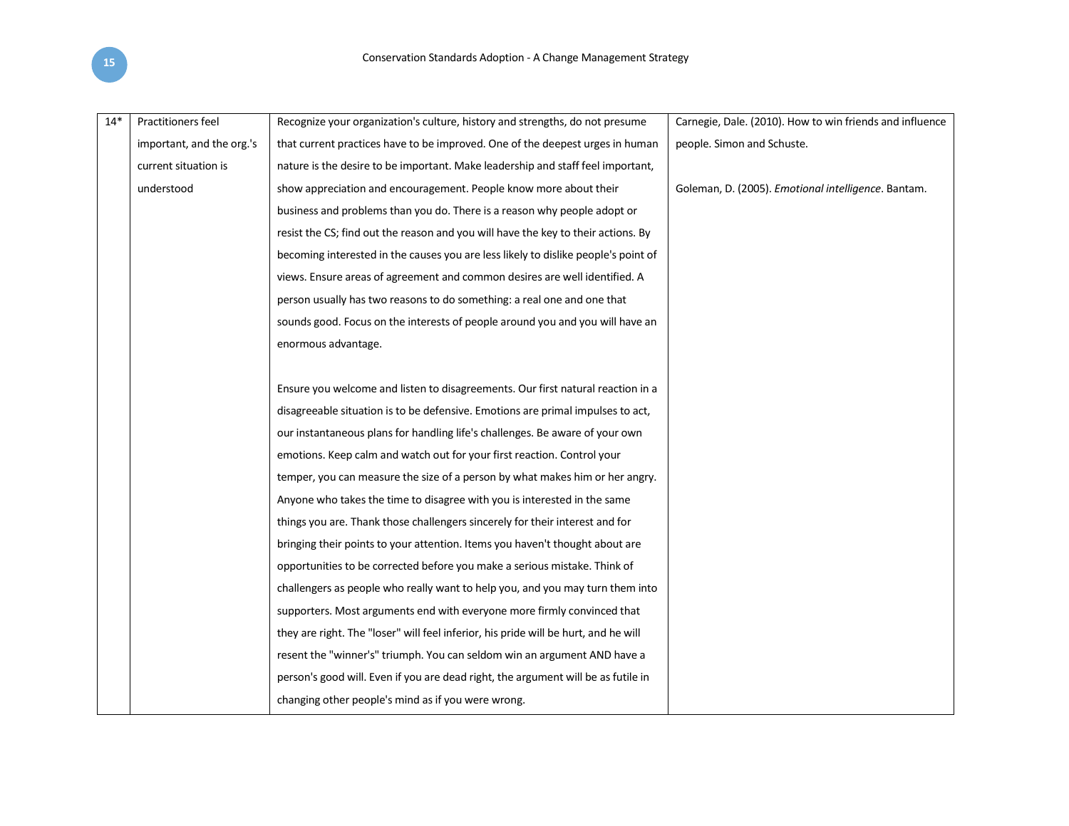| 14* | Practitioners feel important, and the org.'s current situation is understood | Recognize your organization's culture, history and strengths, do not presume that current practices have to be improved. One of the deepest urges in human nature is the desire to be important. Make leadership and staff feel important, show appreciation and encouragement. People know more about their business and problems than you do. There is a reason why people adopt or resist the CS; find out the reason and you will have the key to their actions. By becoming interested in the causes you are less likely to dislike people's point of views. Ensure areas of agreement and common desires are well identified. A person usually has two reasons to do something: a real one and one that sounds good. Focus on the interests of people around you and you will have an enormous advantage.<br><br>Ensure you welcome and listen to disagreements. Our first natural reaction in a disagreeable situation is to be defensive. Emotions are primal impulses to act, our instantaneous plans for handling life's challenges. Be aware of your own emotions. Keep calm and watch out for your first reaction. Control your temper, you can measure the size of a person by what makes him or her angry. Anyone who takes the time to disagree with you is interested in the same things you are. Thank those challengers sincerely for their interest and for bringing their points to your attention. Items you haven't thought about are opportunities to be corrected before you make a serious mistake. Think of challengers as people who really want to help you, and you may turn them into supporters. Most arguments end with everyone more firmly convinced that they are right. The "loser" will feel inferior, his pride will be hurt, and he will resent the "winner's" triumph. You can seldom win an argument AND have a person's good will. Even if you are dead right, the argument will be as futile in changing other people's mind as if you were wrong. | Carnegie, Dale. (2010). How to win friends and influence people. Simon and Schuste.<br><br>Goleman, D. (2005). *Emotional intelligence*. Bantam. |
|---|---|---|---|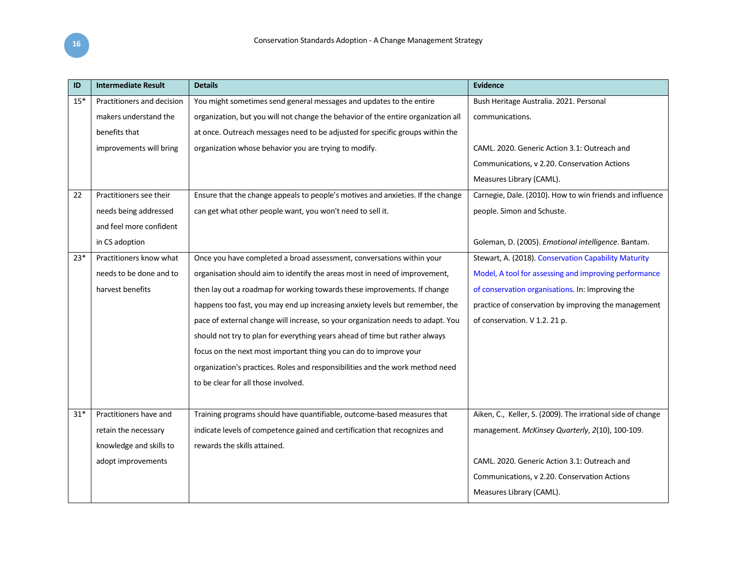| ID | Intermediate Result | Details | Evidence |
|---|---|---|---|
| 15* | Practitioners and decision makers understand the benefits that improvements will bring | You might sometimes send general messages and updates to the entire organization, but you will not change the behavior of the entire organization all at once. Outreach messages need to be adjusted for specific groups within the organization whose behavior you are trying to modify. | Bush Heritage Australia. 2021. Personal communications.<br><br>CAML. 2020. Generic Action 3.1: Outreach and Communications, v 2.20. Conservation Actions Measures Library (CAML). |
| 22 | Practitioners see their needs being addressed and feel more confident in CS adoption | Ensure that the change appeals to people's motives and anxieties. If the change can get what other people want, you won't need to sell it. | Carnegie, Dale. (2010). How to win friends and influence people. Simon and Schuste.<br><br>Goleman, D. (2005). *Emotional intelligence*. Bantam. |
| 23* | Practitioners know what needs to be done and to harvest benefits | Once you have completed a broad assessment, conversations within your organisation should aim to identify the areas most in need of improvement, then lay out a roadmap for working towards these improvements. If change happens too fast, you may end up increasing anxiety levels but remember, the pace of external change will increase, so your organization needs to adapt. You should not try to plan for everything years ahead of time but rather always focus on the next most important thing you can do to improve your organization's practices. Roles and responsibilities and the work method need to be clear for all those involved. | Stewart, A. (2018). Conservation Capability Maturity Model, A tool for assessing and improving performance of conservation organisations. In: Improving the practice of conservation by improving the management of conservation. V 1.2. 21 p. |
| 31* | Practitioners have and retain the necessary knowledge and skills to adopt improvements | Training programs should have quantifiable, outcome-based measures that indicate levels of competence gained and certification that recognizes and rewards the skills attained. | Aiken, C., Keller, S. (2009). The irrational side of change management. *McKinsey Quarterly*, *2*(10), 100-109.<br><br>CAML. 2020. Generic Action 3.1: Outreach and Communications, v 2.20. Conservation Actions Measures Library (CAML). |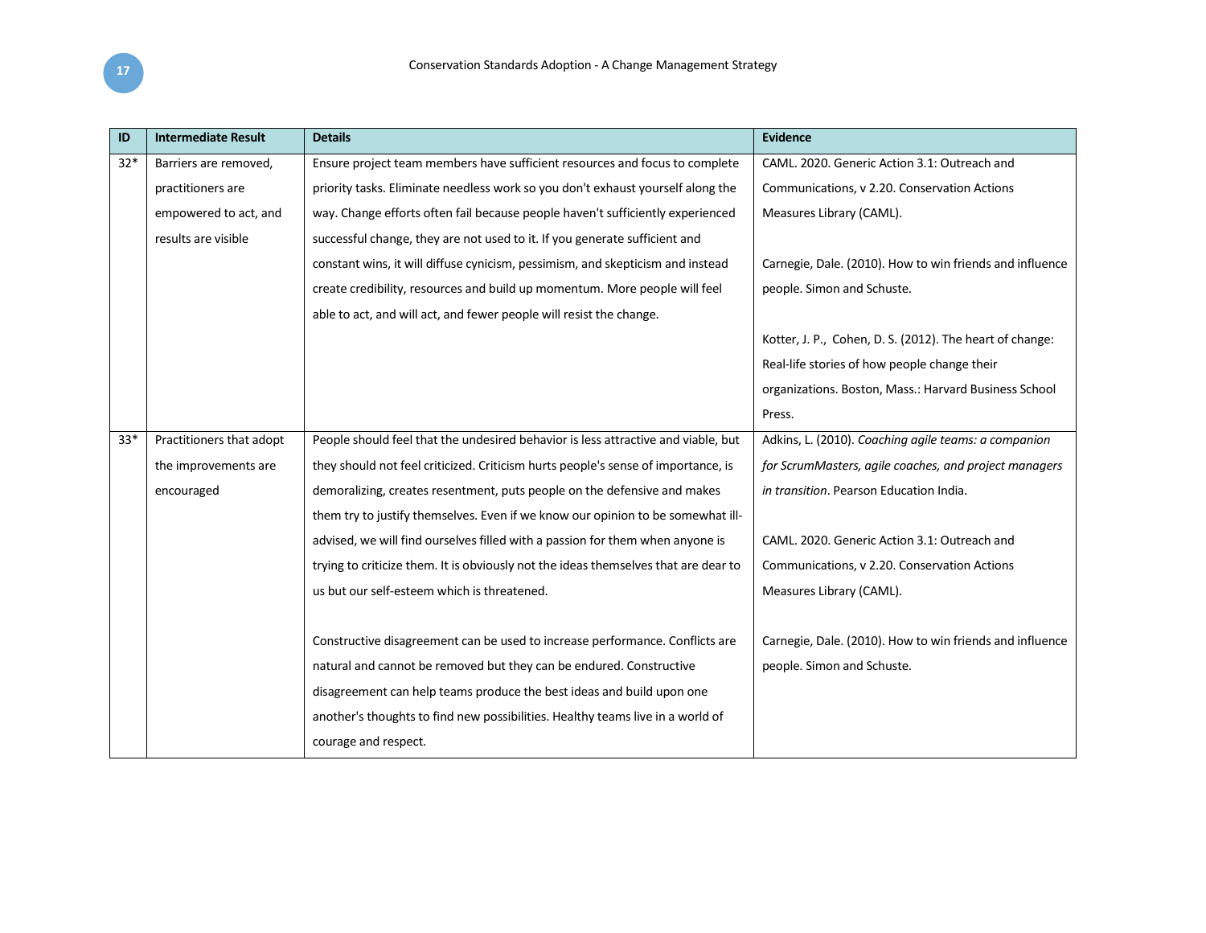| ID | Intermediate Result | Details | Evidence |
|---|---|---|---|
| 32* | Barriers are removed, practitioners are empowered to act, and results are visible | Ensure project team members have sufficient resources and focus to complete priority tasks. Eliminate needless work so you don't exhaust yourself along the way. Change efforts often fail because people haven't sufficiently experienced successful change, they are not used to it. If you generate sufficient and constant wins, it will diffuse cynicism, pessimism, and skepticism and instead create credibility, resources and build up momentum. More people will feel able to act, and will act, and fewer people will resist the change. | CAML. 2020. Generic Action 3.1: Outreach and Communications, v 2.20. Conservation Actions Measures Library (CAML).<br><br>Carnegie, Dale. (2010). How to win friends and influence people. Simon and Schuste.<br><br>Kotter, J. P., Cohen, D. S. (2012). The heart of change: Real-life stories of how people change their organizations. Boston, Mass.: Harvard Business School Press. |
| 33* | Practitioners that adopt the improvements are encouraged | People should feel that the undesired behavior is less attractive and viable, but they should not feel criticized. Criticism hurts people's sense of importance, is demoralizing, creates resentment, puts people on the defensive and makes them try to justify themselves. Even if we know our opinion to be somewhat ill-advised, we will find ourselves filled with a passion for them when anyone is trying to criticize them. It is obviously not the ideas themselves that are dear to us but our self-esteem which is threatened.<br><br>Constructive disagreement can be used to increase performance. Conflicts are natural and cannot be removed but they can be endured. Constructive disagreement can help teams produce the best ideas and build upon one another's thoughts to find new possibilities. Healthy teams live in a world of courage and respect. | Adkins, L. (2010). *Coaching agile teams: a companion for ScrumMasters, agile coaches, and project managers in transition*. Pearson Education India.<br><br>CAML. 2020. Generic Action 3.1: Outreach and Communications, v 2.20. Conservation Actions Measures Library (CAML).<br><br>Carnegie, Dale. (2010). How to win friends and influence people. Simon and Schuste. |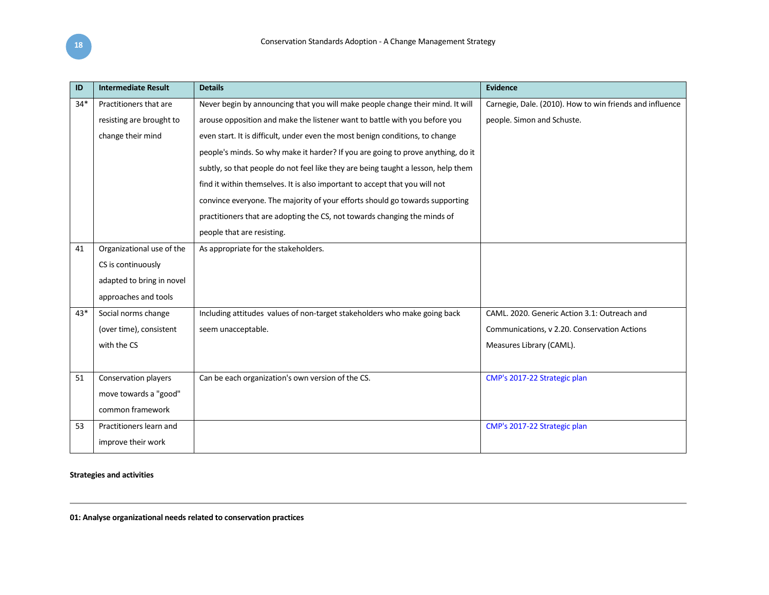| ID | Intermediate Result | Details | Evidence |
|---|---|---|---|
| 34* | Practitioners that are resisting are brought to change their mind | Never begin by announcing that you will make people change their mind. It will arouse opposition and make the listener want to battle with you before you even start. It is difficult, under even the most benign conditions, to change people's minds. So why make it harder? If you are going to prove anything, do it subtly, so that people do not feel like they are being taught a lesson, help them find it within themselves. It is also important to accept that you will not convince everyone. The majority of your efforts should go towards supporting practitioners that are adopting the CS, not towards changing the minds of people that are resisting. | Carnegie, Dale. (2010). How to win friends and influence people. Simon and Schuste. |
| 41 | Organizational use of the CS is continuously adapted to bring in novel approaches and tools | As appropriate for the stakeholders. | |
| 43* | Social norms change (over time), consistent with the CS | Including attitudes values of non-target stakeholders who make going back seem unacceptable. | CAML. 2020. Generic Action 3.1: Outreach and Communications, v 2.20. Conservation Actions Measures Library (CAML). |
| 51 | Conservation players move towards a "good" common framework | Can be each organization's own version of the CS. | CMP's 2017-22 Strategic plan |
| 53 | Practitioners learn and improve their work | | CMP's 2017-22 Strategic plan |

**Strategies and activities**

---

**01: Analyse organizational needs related to conservation practices**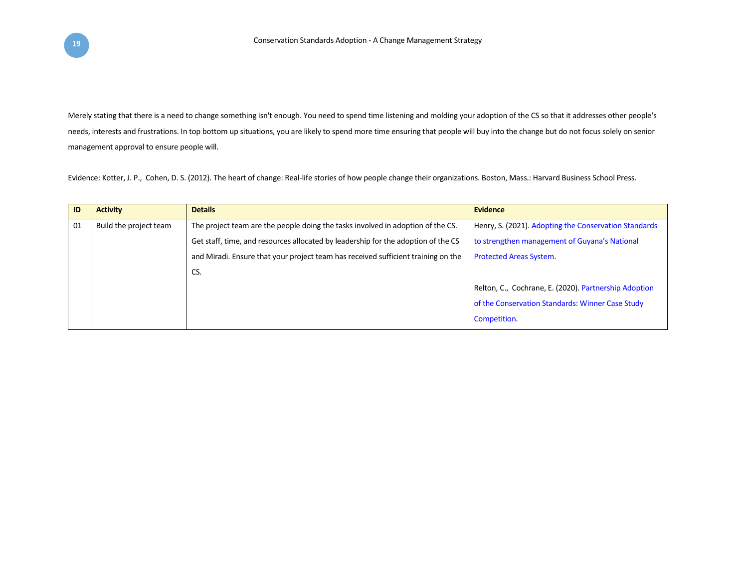Merely stating that there is a need to change something isn't enough. You need to spend time listening and molding your adoption of the CS so that it addresses other people's needs, interests and frustrations. In top bottom up situations, you are likely to spend more time ensuring that people will buy into the change but do not focus solely on senior management approval to ensure people will.

Evidence: Kotter, J. P., Cohen, D. S. (2012). The heart of change: Real-life stories of how people change their organizations. Boston, Mass.: Harvard Business School Press.

| ID | Activity | Details | Evidence |
|---|---|---|---|
| 01 | Build the project team | The project team are the people doing the tasks involved in adoption of the CS. Get staff, time, and resources allocated by leadership for the adoption of the CS and Miradi. Ensure that your project team has received sufficient training on the CS. | Henry, S. (2021). Adopting the Conservation Standards to strengthen management of Guyana's National Protected Areas System.<br><br>Relton, C., Cochrane, E. (2020). Partnership Adoption of the Conservation Standards: Winner Case Study Competition. |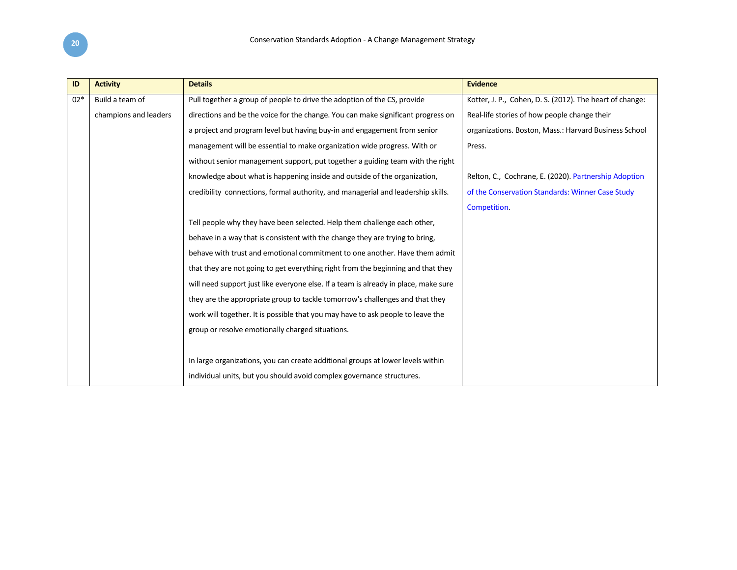| ID | Activity | Details | Evidence |
|---|---|---|---|
| 02* | Build a team of champions and leaders | Pull together a group of people to drive the adoption of the CS, provide directions and be the voice for the change. You can make significant progress on a project and program level but having buy-in and engagement from senior management will be essential to make organization wide progress. With or without senior management support, put together a guiding team with the right knowledge about what is happening inside and outside of the organization, credibility  connections, formal authority, and managerial and leadership skills.<br><br>Tell people why they have been selected. Help them challenge each other, behave in a way that is consistent with the change they are trying to bring, behave with trust and emotional commitment to one another. Have them admit that they are not going to get everything right from the beginning and that they will need support just like everyone else. If a team is already in place, make sure they are the appropriate group to tackle tomorrow's challenges and that they work will together. It is possible that you may have to ask people to leave the group or resolve emotionally charged situations.<br><br>In large organizations, you can create additional groups at lower levels within individual units, but you should avoid complex governance structures. | Kotter, J. P.,  Cohen, D. S. (2012). The heart of change: Real-life stories of how people change their organizations. Boston, Mass.: Harvard Business School Press.<br><br>Relton, C.,  Cochrane, E. (2020). Partnership Adoption of the Conservation Standards: Winner Case Study Competition. |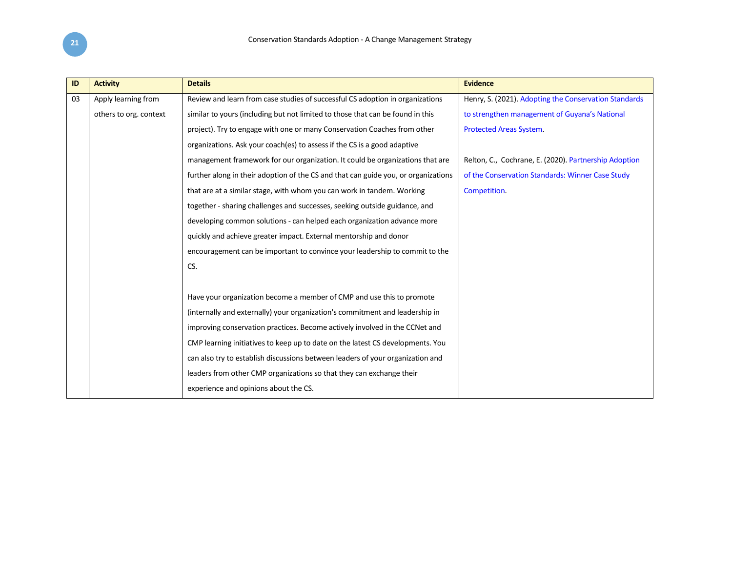| ID | Activity | Details | Evidence |
|---|---|---|---|
| 03 | Apply learning from others to org. context | Review and learn from case studies of successful CS adoption in organizations similar to yours (including but not limited to those that can be found in this project). Try to engage with one or many Conservation Coaches from other organizations. Ask your coach(es) to assess if the CS is a good adaptive management framework for our organization. It could be organizations that are further along in their adoption of the CS and that can guide you, or organizations that are at a similar stage, with whom you can work in tandem. Working together - sharing challenges and successes, seeking outside guidance, and developing common solutions - can helped each organization advance more quickly and achieve greater impact. External mentorship and donor encouragement can be important to convince your leadership to commit to the CS.<br><br>Have your organization become a member of CMP and use this to promote (internally and externally) your organization's commitment and leadership in improving conservation practices. Become actively involved in the CCNet and CMP learning initiatives to keep up to date on the latest CS developments. You can also try to establish discussions between leaders of your organization and leaders from other CMP organizations so that they can exchange their experience and opinions about the CS. | Henry, S. (2021). Adopting the Conservation Standards to strengthen management of Guyana's National Protected Areas System.<br><br>Relton, C., Cochrane, E. (2020). Partnership Adoption of the Conservation Standards: Winner Case Study Competition. |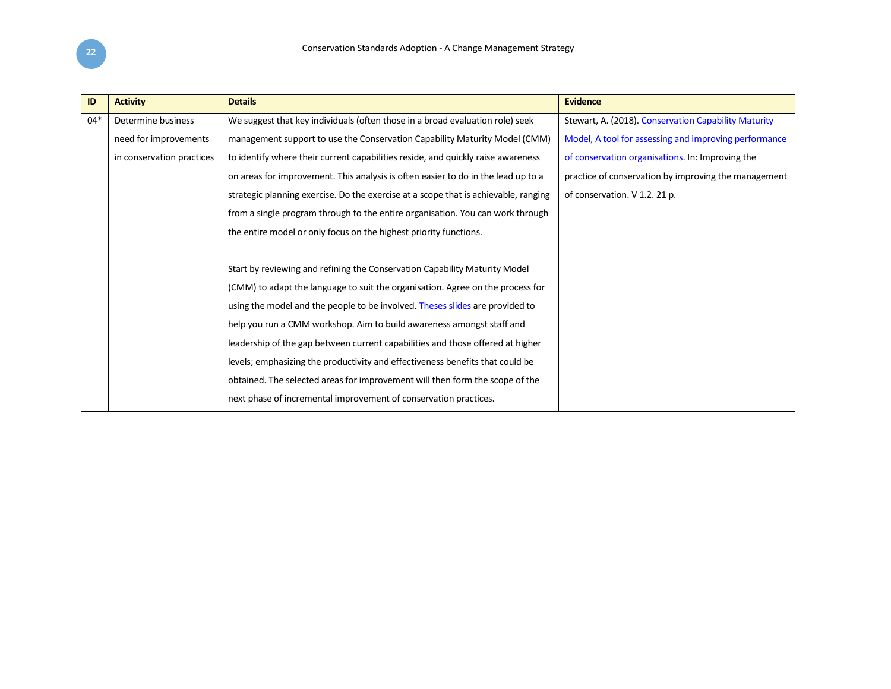| ID | Activity | Details | Evidence |
|---|---|---|---|
| 04* | Determine business need for improvements in conservation practices | We suggest that key individuals (often those in a broad evaluation role) seek management support to use the Conservation Capability Maturity Model (CMM) to identify where their current capabilities reside, and quickly raise awareness on areas for improvement. This analysis is often easier to do in the lead up to a strategic planning exercise. Do the exercise at a scope that is achievable, ranging from a single program through to the entire organisation. You can work through the entire model or only focus on the highest priority functions.<br><br>Start by reviewing and refining the Conservation Capability Maturity Model (CMM) to adapt the language to suit the organisation. Agree on the process for using the model and the people to be involved. Theses slides are provided to help you run a CMM workshop. Aim to build awareness amongst staff and leadership of the gap between current capabilities and those offered at higher levels; emphasizing the productivity and effectiveness benefits that could be obtained. The selected areas for improvement will then form the scope of the next phase of incremental improvement of conservation practices. | Stewart, A. (2018). Conservation Capability Maturity Model, A tool for assessing and improving performance of conservation organisations. In: Improving the practice of conservation by improving the management of conservation. V 1.2. 21 p. |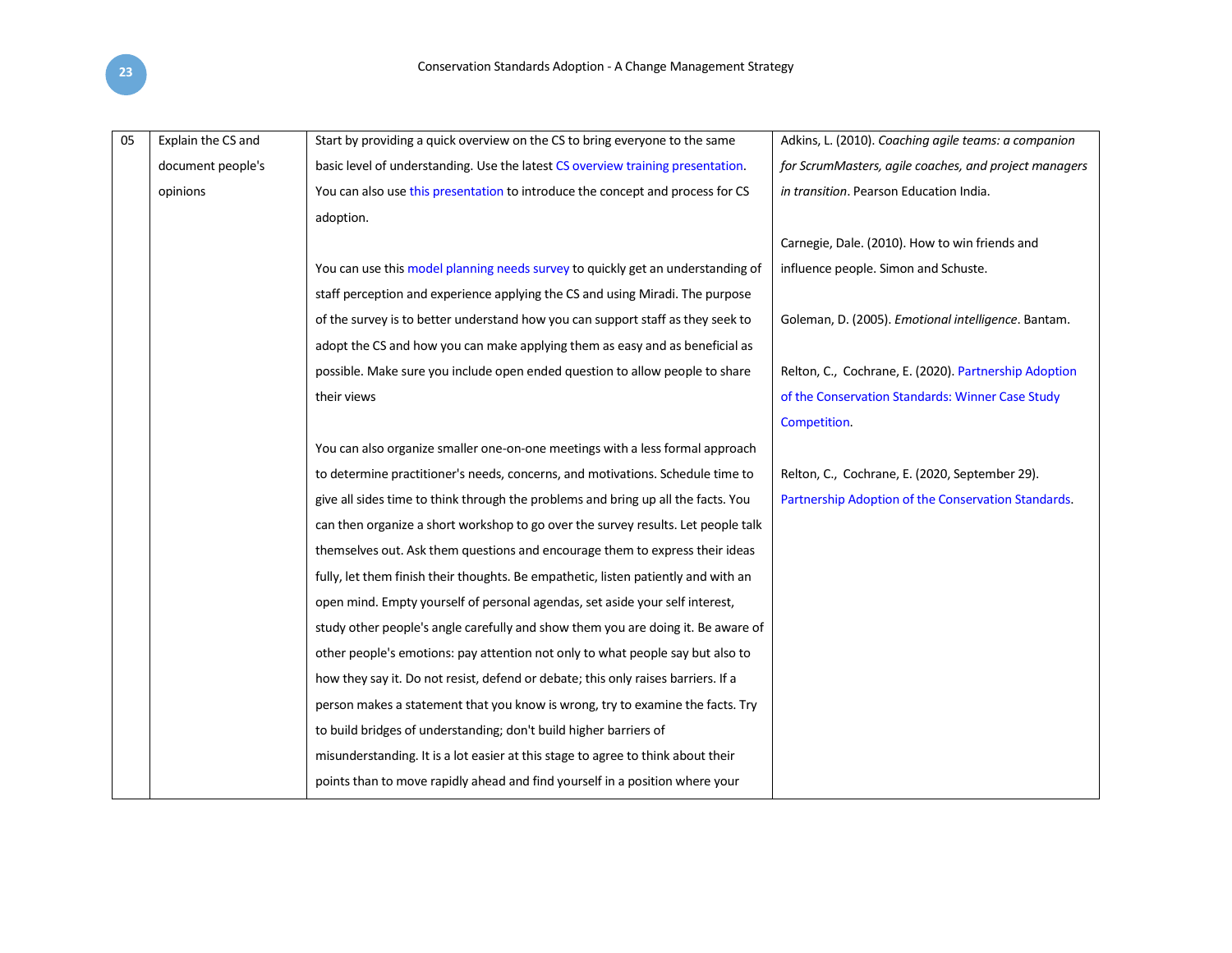| 05 | Explain the CS and document people's opinions | Start by providing a quick overview on the CS to bring everyone to the same basic level of understanding. Use the latest CS overview training presentation. You can also use this presentation to introduce the concept and process for CS adoption.<br><br>You can use this model planning needs survey to quickly get an understanding of staff perception and experience applying the CS and using Miradi. The purpose of the survey is to better understand how you can support staff as they seek to adopt the CS and how you can make applying them as easy and as beneficial as possible. Make sure you include open ended question to allow people to share their views<br><br>You can also organize smaller one-on-one meetings with a less formal approach to determine practitioner's needs, concerns, and motivations. Schedule time to give all sides time to think through the problems and bring up all the facts. You can then organize a short workshop to go over the survey results. Let people talk themselves out. Ask them questions and encourage them to express their ideas fully, let them finish their thoughts. Be empathetic, listen patiently and with an open mind. Empty yourself of personal agendas, set aside your self interest, study other people's angle carefully and show them you are doing it. Be aware of other people's emotions: pay attention not only to what people say but also to how they say it. Do not resist, defend or debate; this only raises barriers. If a person makes a statement that you know is wrong, try to examine the facts. Try to build bridges of understanding; don't build higher barriers of misunderstanding. It is a lot easier at this stage to agree to think about their points than to move rapidly ahead and find yourself in a position where your | Adkins, L. (2010). *Coaching agile teams: a companion for ScrumMasters, agile coaches, and project managers in transition*. Pearson Education India.<br><br>Carnegie, Dale. (2010). How to win friends and influence people. Simon and Schuste.<br><br>Goleman, D. (2005). *Emotional intelligence*. Bantam.<br><br>Relton, C., Cochrane, E. (2020). Partnership Adoption of the Conservation Standards: Winner Case Study Competition.<br><br>Relton, C., Cochrane, E. (2020, September 29). Partnership Adoption of the Conservation Standards. |
|---|---|---|---|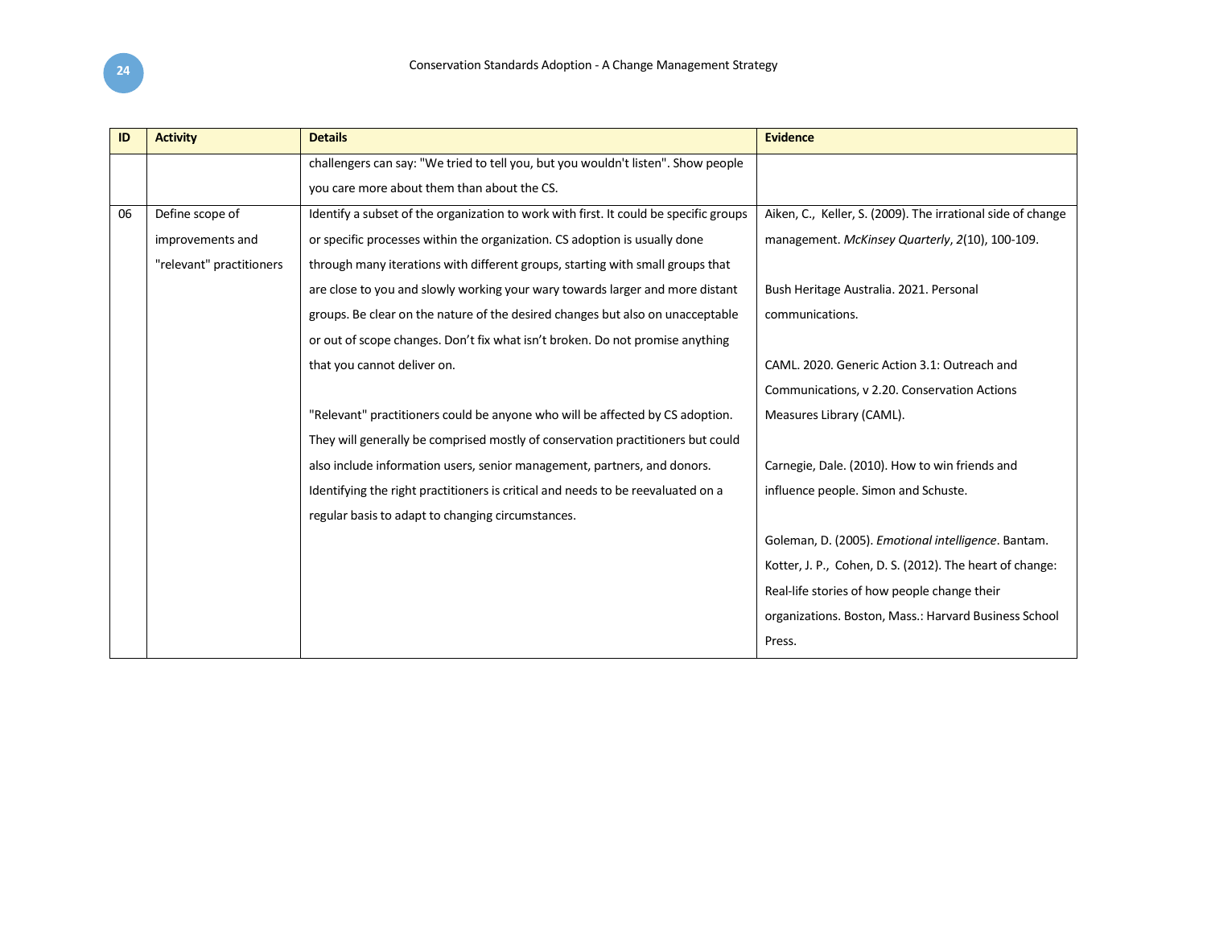| ID | Activity | Details | Evidence |
|---|---|---|---|
| | | challengers can say: "We tried to tell you, but you wouldn't listen". Show people you care more about them than about the CS. | |
| 06 | Define scope of improvements and "relevant" practitioners | Identify a subset of the organization to work with first. It could be specific groups or specific processes within the organization. CS adoption is usually done through many iterations with different groups, starting with small groups that are close to you and slowly working your wary towards larger and more distant groups. Be clear on the nature of the desired changes but also on unacceptable or out of scope changes. Don't fix what isn't broken. Do not promise anything that you cannot deliver on.<br><br>"Relevant" practitioners could be anyone who will be affected by CS adoption. They will generally be comprised mostly of conservation practitioners but could also include information users, senior management, partners, and donors. Identifying the right practitioners is critical and needs to be reevaluated on a regular basis to adapt to changing circumstances. | Aiken, C., Keller, S. (2009). The irrational side of change management. *McKinsey Quarterly*, *2*(10), 100-109.<br><br>Bush Heritage Australia. 2021. Personal communications.<br><br>CAML. 2020. Generic Action 3.1: Outreach and Communications, v 2.20. Conservation Actions Measures Library (CAML).<br><br>Carnegie, Dale. (2010). How to win friends and influence people. Simon and Schuste.<br><br>Goleman, D. (2005). *Emotional intelligence*. Bantam.<br>Kotter, J. P., Cohen, D. S. (2012). The heart of change: Real-life stories of how people change their organizations. Boston, Mass.: Harvard Business School Press. |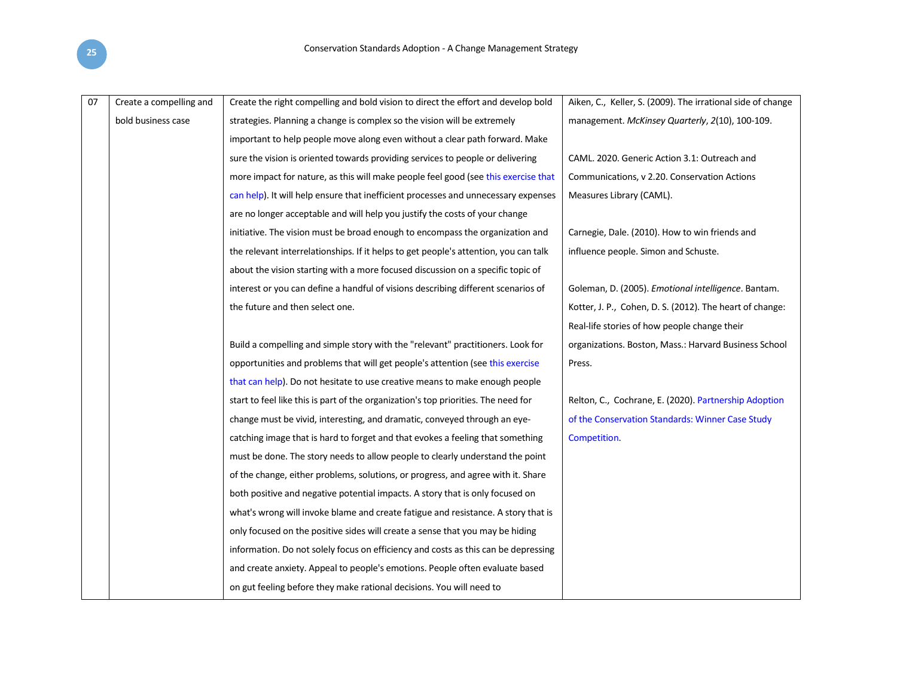| 07 | Create a compelling and bold business case | Create the right compelling and bold vision to direct the effort and develop bold strategies. Planning a change is complex so the vision will be extremely important to help people move along even without a clear path forward. Make sure the vision is oriented towards providing services to people or delivering more impact for nature, as this will make people feel good (see this exercise that can help). It will help ensure that inefficient processes and unnecessary expenses are no longer acceptable and will help you justify the costs of your change initiative. The vision must be broad enough to encompass the organization and the relevant interrelationships. If it helps to get people's attention, you can talk about the vision starting with a more focused discussion on a specific topic of interest or you can define a handful of visions describing different scenarios of the future and then select one.<br><br>Build a compelling and simple story with the "relevant" practitioners. Look for opportunities and problems that will get people's attention (see this exercise that can help). Do not hesitate to use creative means to make enough people start to feel like this is part of the organization's top priorities. The need for change must be vivid, interesting, and dramatic, conveyed through an eye-catching image that is hard to forget and that evokes a feeling that something must be done. The story needs to allow people to clearly understand the point of the change, either problems, solutions, or progress, and agree with it. Share both positive and negative potential impacts. A story that is only focused on what's wrong will invoke blame and create fatigue and resistance. A story that is only focused on the positive sides will create a sense that you may be hiding information. Do not solely focus on efficiency and costs as this can be depressing and create anxiety. Appeal to people's emotions. People often evaluate based on gut feeling before they make rational decisions. You will need to | Aiken, C., Keller, S. (2009). The irrational side of change management. *McKinsey Quarterly*, *2*(10), 100-109.<br><br>CAML. 2020. Generic Action 3.1: Outreach and Communications, v 2.20. Conservation Actions Measures Library (CAML).<br><br>Carnegie, Dale. (2010). How to win friends and influence people. Simon and Schuste.<br><br>Goleman, D. (2005). *Emotional intelligence*. Bantam.<br>Kotter, J. P., Cohen, D. S. (2012). The heart of change: Real-life stories of how people change their organizations. Boston, Mass.: Harvard Business School Press.<br><br>Relton, C., Cochrane, E. (2020). Partnership Adoption of the Conservation Standards: Winner Case Study Competition. |
|---|---|---|---|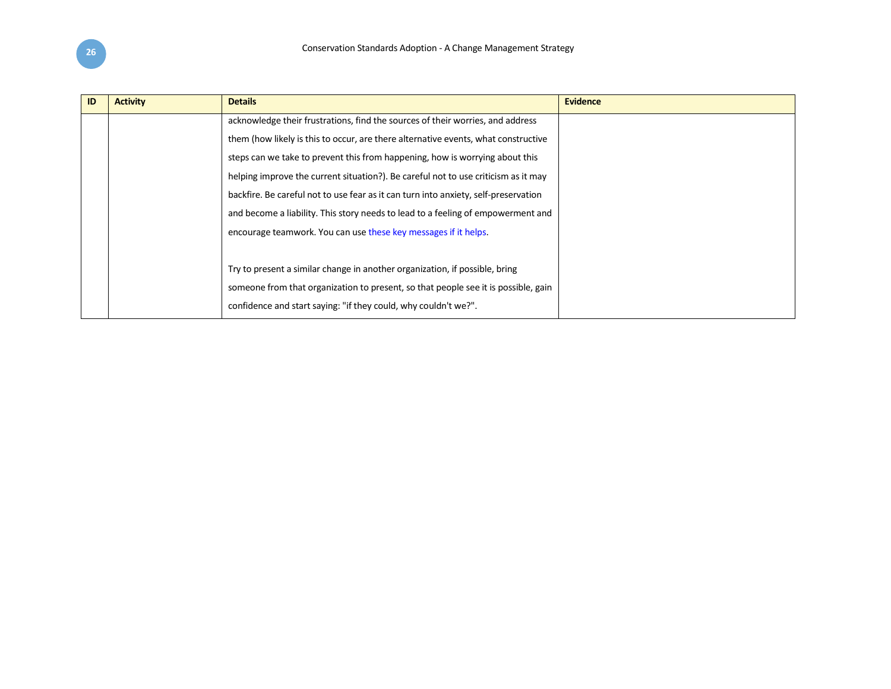| ID | Activity | Details | Evidence |
|---|---|---|---|
| | | acknowledge their frustrations, find the sources of their worries, and address them (how likely is this to occur, are there alternative events, what constructive steps can we take to prevent this from happening, how is worrying about this helping improve the current situation?). Be careful not to use criticism as it may backfire. Be careful not to use fear as it can turn into anxiety, self-preservation and become a liability. This story needs to lead to a feeling of empowerment and encourage teamwork. You can use these key messages if it helps.<br><br>Try to present a similar change in another organization, if possible, bring someone from that organization to present, so that people see it is possible, gain confidence and start saying: "if they could, why couldn't we?". | |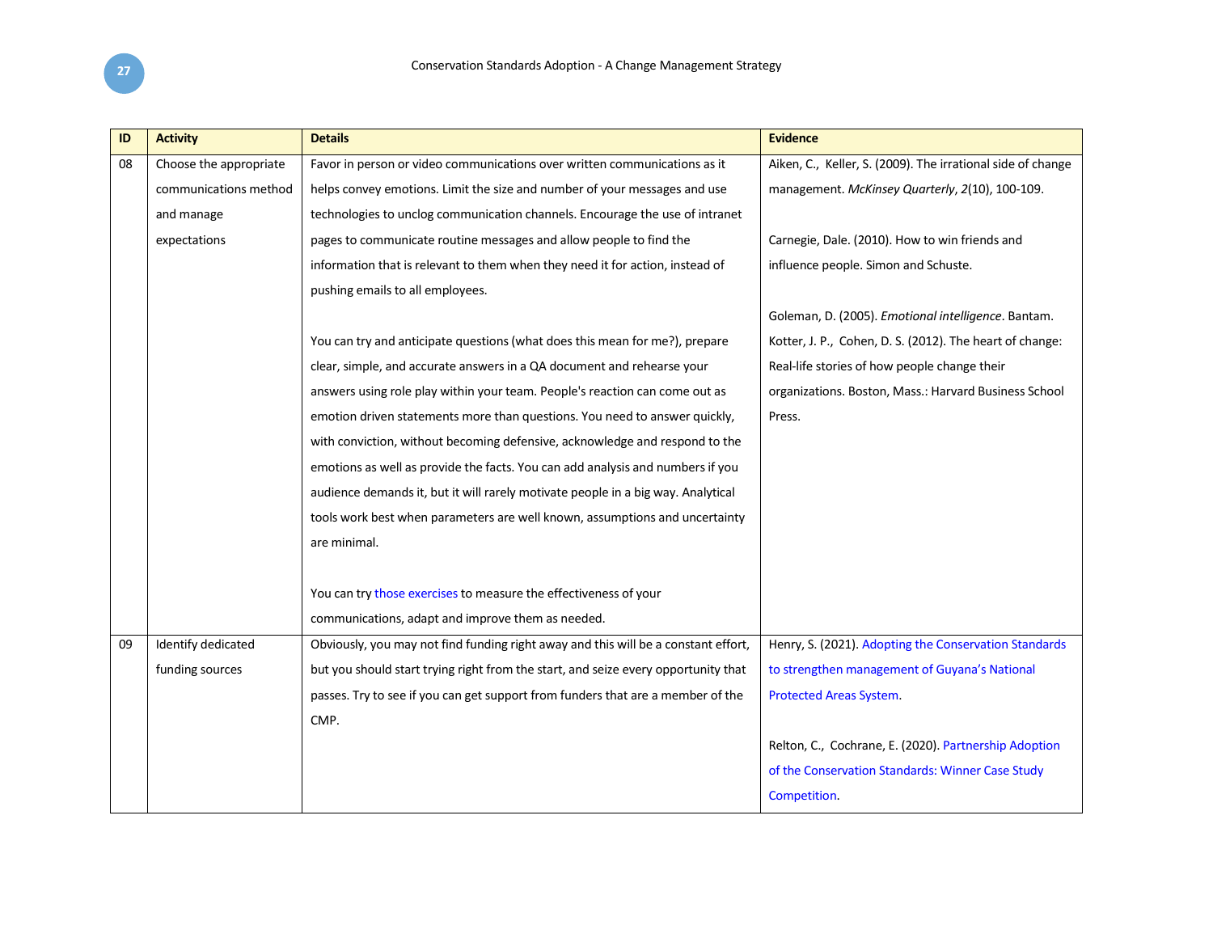| ID | Activity | Details | Evidence |
|---|---|---|---|
| 08 | Choose the appropriate communications method and manage expectations | Favor in person or video communications over written communications as it helps convey emotions. Limit the size and number of your messages and use technologies to unclog communication channels. Encourage the use of intranet pages to communicate routine messages and allow people to find the information that is relevant to them when they need it for action, instead of pushing emails to all employees.<br><br>You can try and anticipate questions (what does this mean for me?), prepare clear, simple, and accurate answers in a QA document and rehearse your answers using role play within your team. People's reaction can come out as emotion driven statements more than questions. You need to answer quickly, with conviction, without becoming defensive, acknowledge and respond to the emotions as well as provide the facts. You can add analysis and numbers if you audience demands it, but it will rarely motivate people in a big way. Analytical tools work best when parameters are well known, assumptions and uncertainty are minimal.<br><br>You can try those exercises to measure the effectiveness of your communications, adapt and improve them as needed. | Aiken, C., Keller, S. (2009). The irrational side of change management. *McKinsey Quarterly*, *2*(10), 100-109.<br><br>Carnegie, Dale. (2010). How to win friends and influence people. Simon and Schuste.<br><br>Goleman, D. (2005). *Emotional intelligence*. Bantam.<br>Kotter, J. P., Cohen, D. S. (2012). The heart of change: Real-life stories of how people change their organizations. Boston, Mass.: Harvard Business School Press. |
| 09 | Identify dedicated funding sources | Obviously, you may not find funding right away and this will be a constant effort, but you should start trying right from the start, and seize every opportunity that passes. Try to see if you can get support from funders that are a member of the CMP. | Henry, S. (2021). Adopting the Conservation Standards to strengthen management of Guyana's National Protected Areas System.<br><br>Relton, C., Cochrane, E. (2020). Partnership Adoption of the Conservation Standards: Winner Case Study Competition. |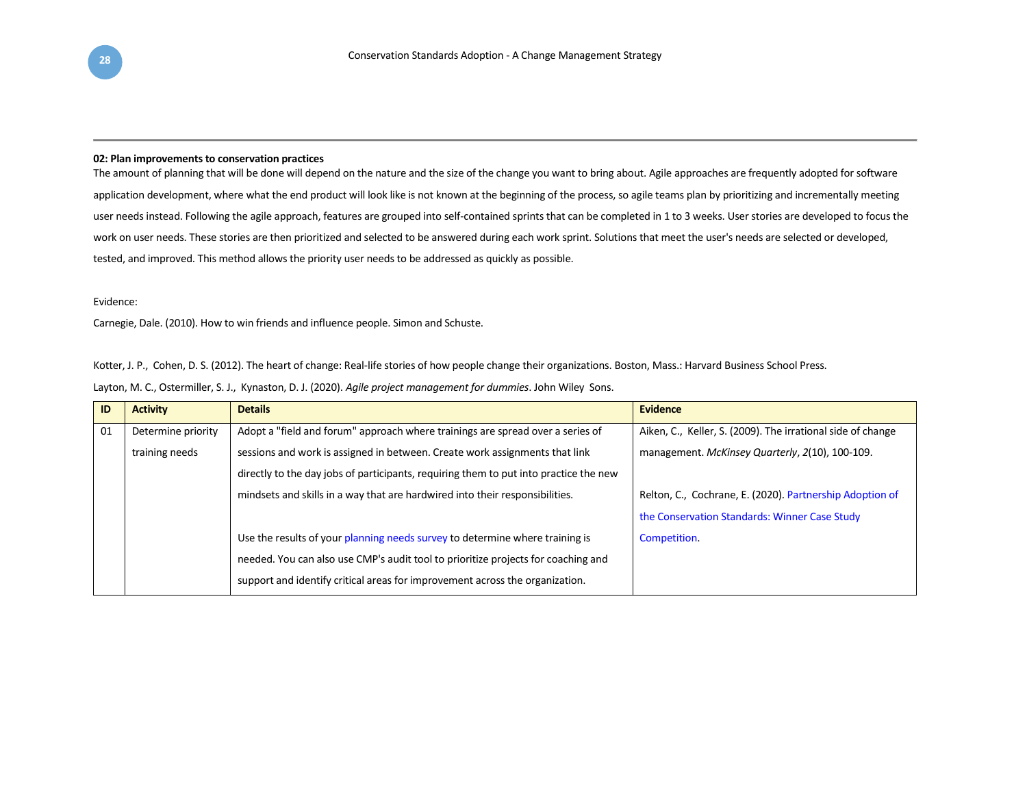**02: Plan improvements to conservation practices**

The amount of planning that will be done will depend on the nature and the size of the change you want to bring about. Agile approaches are frequently adopted for software application development, where what the end product will look like is not known at the beginning of the process, so agile teams plan by prioritizing and incrementally meeting user needs instead. Following the agile approach, features are grouped into self-contained sprints that can be completed in 1 to 3 weeks. User stories are developed to focus the work on user needs. These stories are then prioritized and selected to be answered during each work sprint. Solutions that meet the user's needs are selected or developed, tested, and improved. This method allows the priority user needs to be addressed as quickly as possible.

Evidence:

Carnegie, Dale. (2010). How to win friends and influence people. Simon and Schuste.

Kotter, J. P., Cohen, D. S. (2012). The heart of change: Real-life stories of how people change their organizations. Boston, Mass.: Harvard Business School Press.

Layton, M. C., Ostermiller, S. J., Kynaston, D. J. (2020). *Agile project management for dummies*. John Wiley Sons.

| ID | Activity | Details | Evidence |
|---|---|---|---|
| 01 | Determine priority training needs | Adopt a "field and forum" approach where trainings are spread over a series of sessions and work is assigned in between. Create work assignments that link directly to the day jobs of participants, requiring them to put into practice the new mindsets and skills in a way that are hardwired into their responsibilities.<br><br>Use the results of your planning needs survey to determine where training is needed. You can also use CMP's audit tool to prioritize projects for coaching and support and identify critical areas for improvement across the organization. | Aiken, C., Keller, S. (2009). The irrational side of change management. *McKinsey Quarterly*, *2*(10), 100-109.<br><br>Relton, C., Cochrane, E. (2020). Partnership Adoption of the Conservation Standards: Winner Case Study Competition. |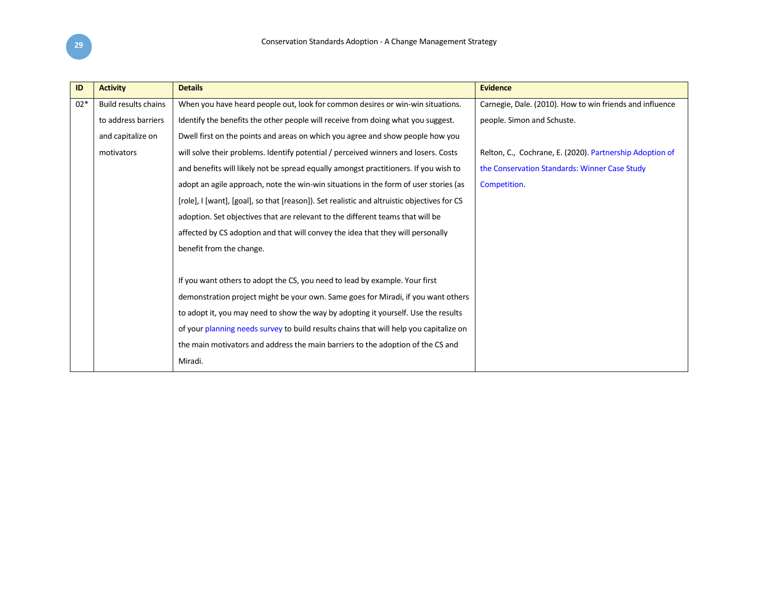| ID | Activity | Details | Evidence |
|---|---|---|---|
| 02* | Build results chains to address barriers and capitalize on motivators | When you have heard people out, look for common desires or win-win situations. Identify the benefits the other people will receive from doing what you suggest. Dwell first on the points and areas on which you agree and show people how you will solve their problems. Identify potential / perceived winners and losers. Costs and benefits will likely not be spread equally amongst practitioners. If you wish to adopt an agile approach, note the win-win situations in the form of user stories (as [role], I [want], [goal], so that [reason]). Set realistic and altruistic objectives for CS adoption. Set objectives that are relevant to the different teams that will be affected by CS adoption and that will convey the idea that they will personally benefit from the change.<br><br>If you want others to adopt the CS, you need to lead by example. Your first demonstration project might be your own. Same goes for Miradi, if you want others to adopt it, you may need to show the way by adopting it yourself. Use the results of your planning needs survey to build results chains that will help you capitalize on the main motivators and address the main barriers to the adoption of the CS and Miradi. | Carnegie, Dale. (2010). How to win friends and influence people. Simon and Schuste.<br><br>Relton, C., Cochrane, E. (2020). Partnership Adoption of the Conservation Standards: Winner Case Study Competition. |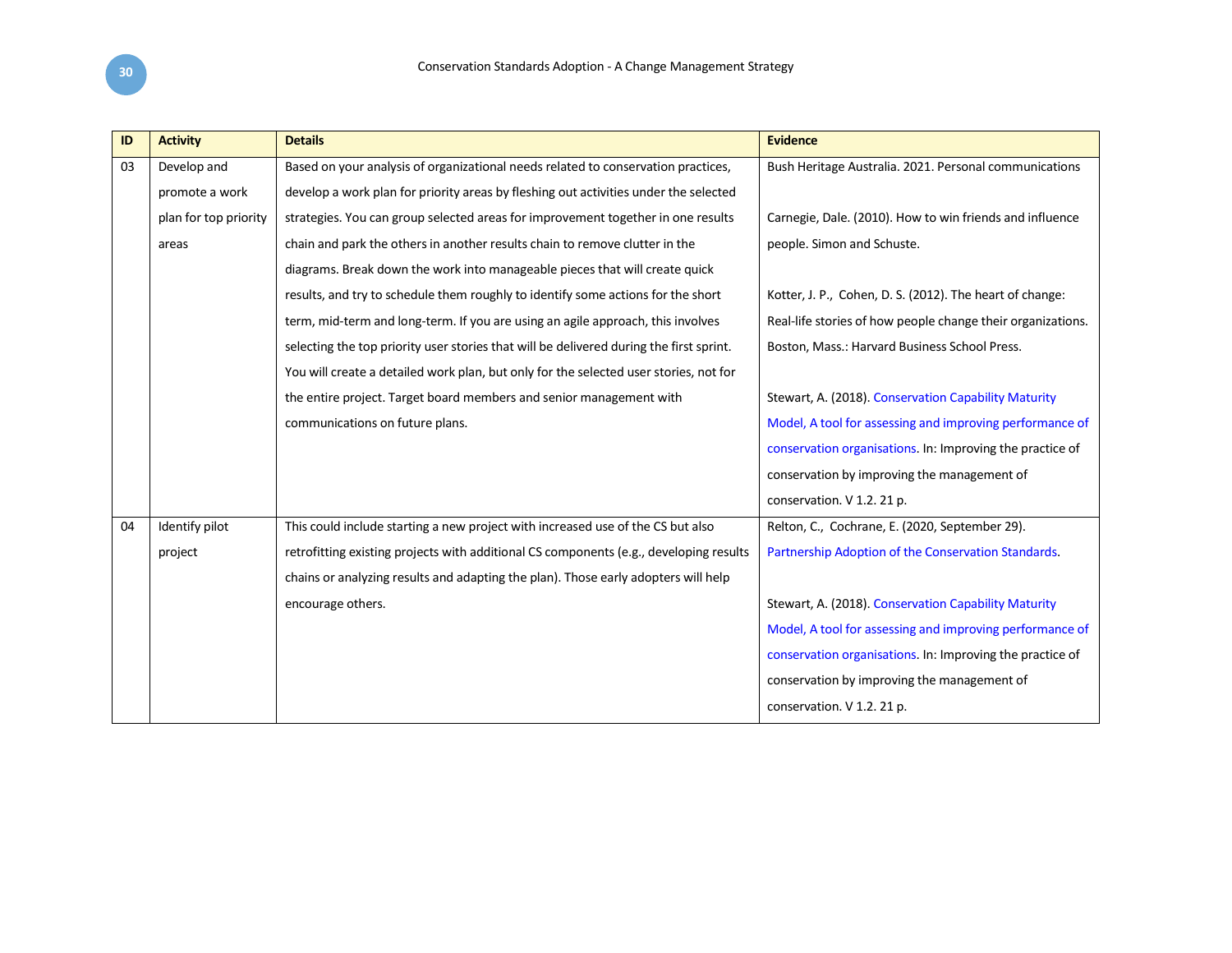| ID | Activity | Details | Evidence |
|---|---|---|---|
| 03 | Develop and promote a work plan for top priority areas | Based on your analysis of organizational needs related to conservation practices, develop a work plan for priority areas by fleshing out activities under the selected strategies. You can group selected areas for improvement together in one results chain and park the others in another results chain to remove clutter in the diagrams. Break down the work into manageable pieces that will create quick results, and try to schedule them roughly to identify some actions for the short term, mid-term and long-term. If you are using an agile approach, this involves selecting the top priority user stories that will be delivered during the first sprint. You will create a detailed work plan, but only for the selected user stories, not for the entire project. Target board members and senior management with communications on future plans. | Bush Heritage Australia. 2021. Personal communications<br><br>Carnegie, Dale. (2010). How to win friends and influence people. Simon and Schuste.<br><br>Kotter, J. P., Cohen, D. S. (2012). The heart of change: Real-life stories of how people change their organizations. Boston, Mass.: Harvard Business School Press.<br><br>Stewart, A. (2018). Conservation Capability Maturity Model, A tool for assessing and improving performance of conservation organisations. In: Improving the practice of conservation by improving the management of conservation. V 1.2. 21 p. |
| 04 | Identify pilot project | This could include starting a new project with increased use of the CS but also retrofitting existing projects with additional CS components (e.g., developing results chains or analyzing results and adapting the plan). Those early adopters will help encourage others. | Relton, C., Cochrane, E. (2020, September 29). Partnership Adoption of the Conservation Standards.<br><br>Stewart, A. (2018). Conservation Capability Maturity Model, A tool for assessing and improving performance of conservation organisations. In: Improving the practice of conservation by improving the management of conservation. V 1.2. 21 p. |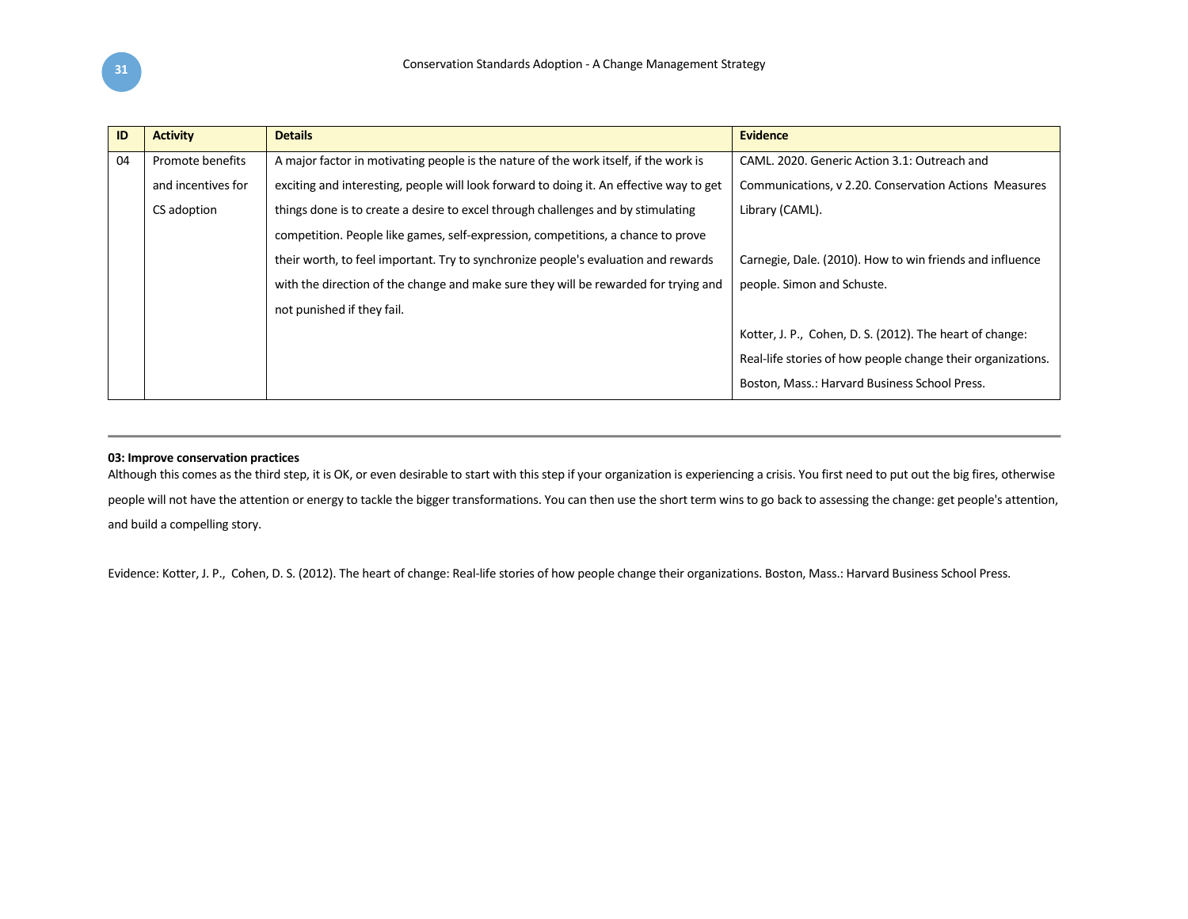| ID | Activity | Details | Evidence |
| --- | --- | --- | --- |
| 04 | Promote benefits and incentives for CS adoption | A major factor in motivating people is the nature of the work itself, if the work is exciting and interesting, people will look forward to doing it. An effective way to get things done is to create a desire to excel through challenges and by stimulating competition. People like games, self-expression, competitions, a chance to prove their worth, to feel important. Try to synchronize people's evaluation and rewards with the direction of the change and make sure they will be rewarded for trying and not punished if they fail. | CAML. 2020. Generic Action 3.1: Outreach and Communications, v 2.20. Conservation Actions Measures Library (CAML).<br><br>Carnegie, Dale. (2010). How to win friends and influence people. Simon and Schuste.<br><br>Kotter, J. P., Cohen, D. S. (2012). The heart of change: Real-life stories of how people change their organizations. Boston, Mass.: Harvard Business School Press. |

---

**03: Improve conservation practices**

Although this comes as the third step, it is OK, or even desirable to start with this step if your organization is experiencing a crisis. You first need to put out the big fires, otherwise people will not have the attention or energy to tackle the bigger transformations. You can then use the short term wins to go back to assessing the change: get people's attention, and build a compelling story.

Evidence: Kotter, J. P., Cohen, D. S. (2012). The heart of change: Real-life stories of how people change their organizations. Boston, Mass.: Harvard Business School Press.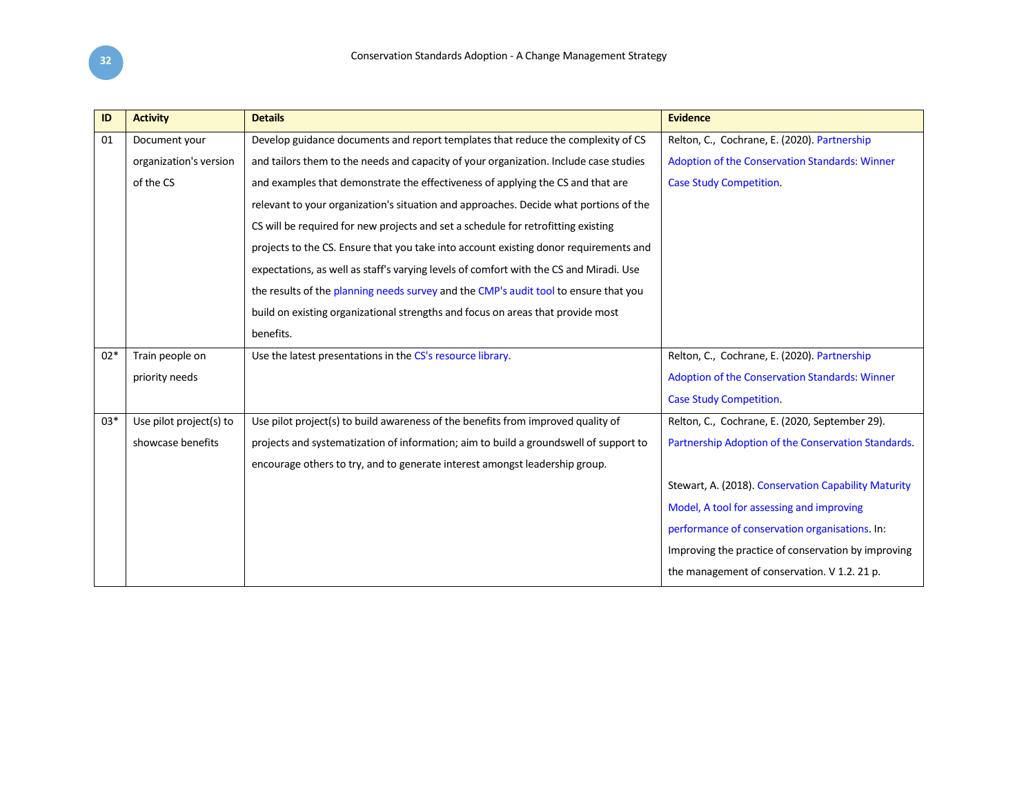| ID | Activity | Details | Evidence |
|---|---|---|---|
| 01 | Document your organization's version of the CS | Develop guidance documents and report templates that reduce the complexity of CS and tailors them to the needs and capacity of your organization. Include case studies and examples that demonstrate the effectiveness of applying the CS and that are relevant to your organization's situation and approaches. Decide what portions of the CS will be required for new projects and set a schedule for retrofitting existing projects to the CS. Ensure that you take into account existing donor requirements and expectations, as well as staff's varying levels of comfort with the CS and Miradi. Use the results of the planning needs survey and the CMP's audit tool to ensure that you build on existing organizational strengths and focus on areas that provide most benefits. | Relton, C., Cochrane, E. (2020). Partnership Adoption of the Conservation Standards: Winner Case Study Competition. |
| 02* | Train people on priority needs | Use the latest presentations in the CS's resource library. | Relton, C., Cochrane, E. (2020). Partnership Adoption of the Conservation Standards: Winner Case Study Competition. |
| 03* | Use pilot project(s) to showcase benefits | Use pilot project(s) to build awareness of the benefits from improved quality of projects and systematization of information; aim to build a groundswell of support to encourage others to try, and to generate interest amongst leadership group. | Relton, C., Cochrane, E. (2020, September 29). Partnership Adoption of the Conservation Standards.<br><br>Stewart, A. (2018). Conservation Capability Maturity Model, A tool for assessing and improving performance of conservation organisations. In: Improving the practice of conservation by improving the management of conservation. V 1.2. 21 p. |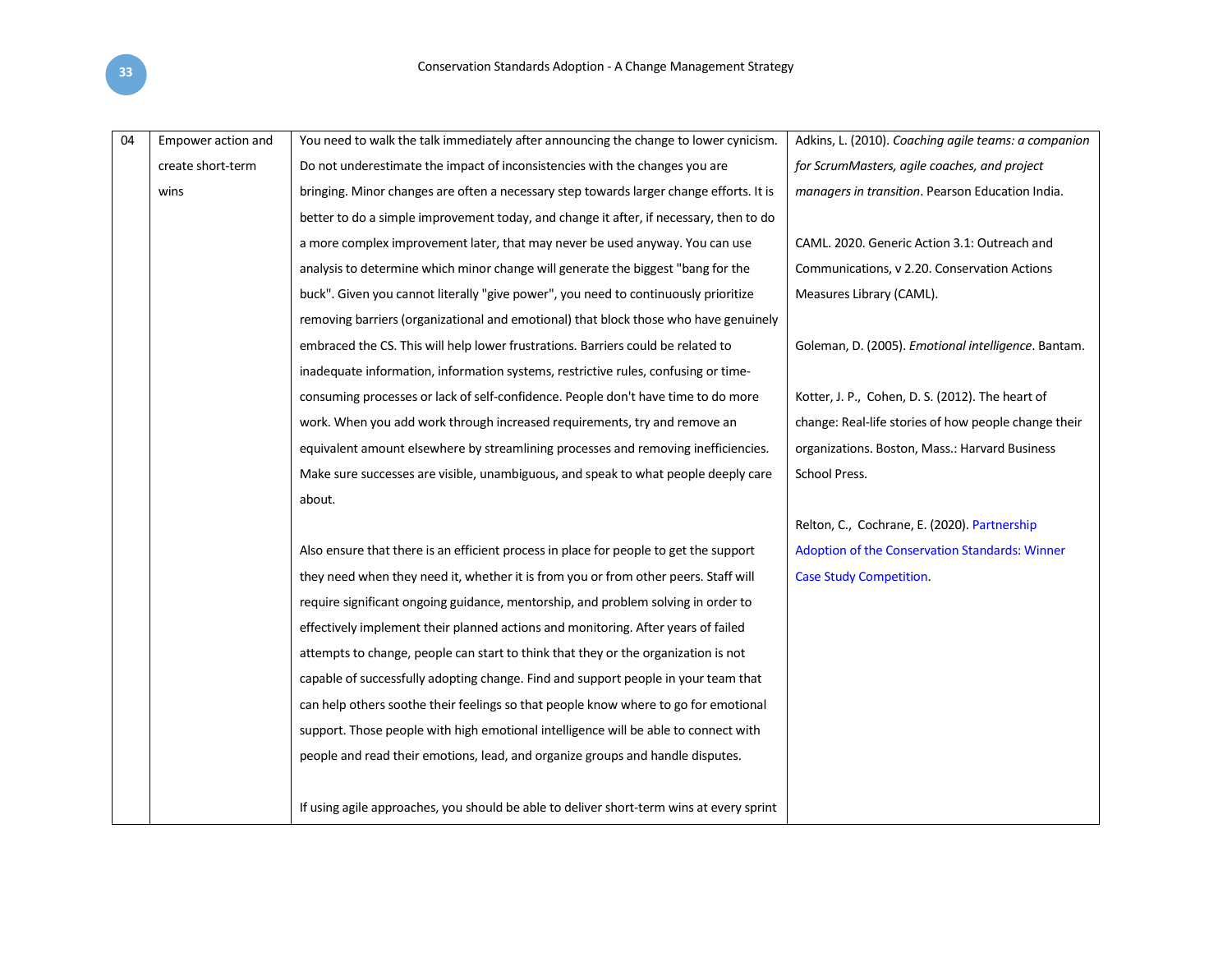| | | | |
|---|---|---|---|
| 04 | Empower action and create short-term wins | You need to walk the talk immediately after announcing the change to lower cynicism. Do not underestimate the impact of inconsistencies with the changes you are bringing. Minor changes are often a necessary step towards larger change efforts. It is better to do a simple improvement today, and change it after, if necessary, then to do a more complex improvement later, that may never be used anyway. You can use analysis to determine which minor change will generate the biggest "bang for the buck". Given you cannot literally "give power", you need to continuously prioritize removing barriers (organizational and emotional) that block those who have genuinely embraced the CS. This will help lower frustrations. Barriers could be related to inadequate information, information systems, restrictive rules, confusing or time-consuming processes or lack of self-confidence. People don't have time to do more work. When you add work through increased requirements, try and remove an equivalent amount elsewhere by streamlining processes and removing inefficiencies. Make sure successes are visible, unambiguous, and speak to what people deeply care about.<br><br>Also ensure that there is an efficient process in place for people to get the support they need when they need it, whether it is from you or from other peers. Staff will require significant ongoing guidance, mentorship, and problem solving in order to effectively implement their planned actions and monitoring. After years of failed attempts to change, people can start to think that they or the organization is not capable of successfully adopting change. Find and support people in your team that can help others soothe their feelings so that people know where to go for emotional support. Those people with high emotional intelligence will be able to connect with people and read their emotions, lead, and organize groups and handle disputes.<br><br>If using agile approaches, you should be able to deliver short-term wins at every sprint | Adkins, L. (2010). *Coaching agile teams: a companion for ScrumMasters, agile coaches, and project managers in transition*. Pearson Education India.<br><br>CAML. 2020. Generic Action 3.1: Outreach and Communications, v 2.20. Conservation Actions Measures Library (CAML).<br><br>Goleman, D. (2005). *Emotional intelligence*. Bantam.<br><br>Kotter, J. P., Cohen, D. S. (2012). The heart of change: Real-life stories of how people change their organizations. Boston, Mass.: Harvard Business School Press.<br><br>Relton, C., Cochrane, E. (2020). Partnership Adoption of the Conservation Standards: Winner Case Study Competition. |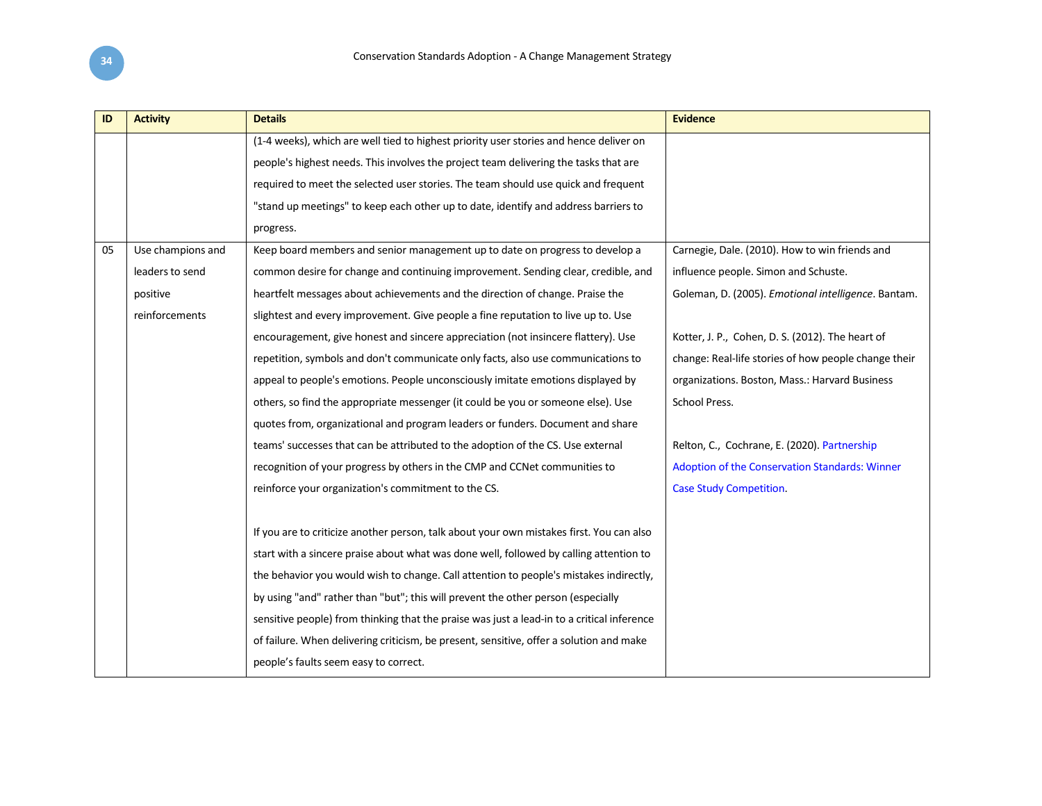| ID | Activity | Details | Evidence |
|---|---|---|---|
| | | (1-4 weeks), which are well tied to highest priority user stories and hence deliver on people's highest needs. This involves the project team delivering the tasks that are required to meet the selected user stories. The team should use quick and frequent "stand up meetings" to keep each other up to date, identify and address barriers to progress. | |
| 05 | Use champions and leaders to send positive reinforcements | Keep board members and senior management up to date on progress to develop a common desire for change and continuing improvement. Sending clear, credible, and heartfelt messages about achievements and the direction of change. Praise the slightest and every improvement. Give people a fine reputation to live up to. Use encouragement, give honest and sincere appreciation (not insincere flattery). Use repetition, symbols and don't communicate only facts, also use communications to appeal to people's emotions. People unconsciously imitate emotions displayed by others, so find the appropriate messenger (it could be you or someone else). Use quotes from, organizational and program leaders or funders. Document and share teams' successes that can be attributed to the adoption of the CS. Use external recognition of your progress by others in the CMP and CCNet communities to reinforce your organization's commitment to the CS.<br><br>If you are to criticize another person, talk about your own mistakes first. You can also start with a sincere praise about what was done well, followed by calling attention to the behavior you would wish to change. Call attention to people's mistakes indirectly, by using "and" rather than "but"; this will prevent the other person (especially sensitive people) from thinking that the praise was just a lead-in to a critical inference of failure. When delivering criticism, be present, sensitive, offer a solution and make people's faults seem easy to correct. | Carnegie, Dale. (2010). How to win friends and influence people. Simon and Schuste.<br>Goleman, D. (2005). *Emotional intelligence*. Bantam.<br><br>Kotter, J. P., Cohen, D. S. (2012). The heart of change: Real-life stories of how people change their organizations. Boston, Mass.: Harvard Business School Press.<br><br>Relton, C., Cochrane, E. (2020). Partnership Adoption of the Conservation Standards: Winner Case Study Competition. |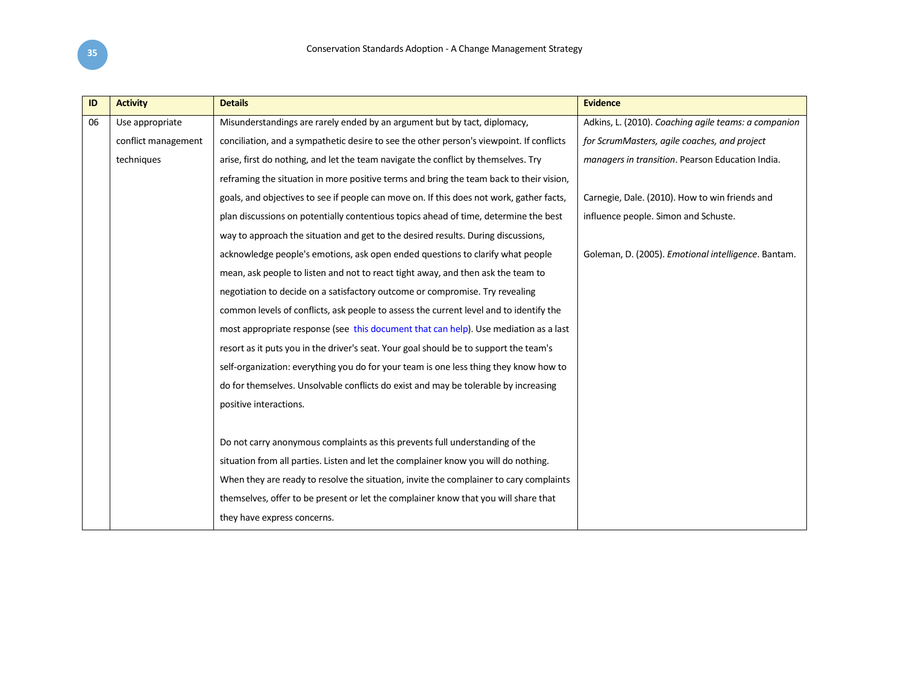| ID | Activity | Details | Evidence |
|---|---|---|---|
| 06 | Use appropriate conflict management techniques | Misunderstandings are rarely ended by an argument but by tact, diplomacy, conciliation, and a sympathetic desire to see the other person's viewpoint. If conflicts arise, first do nothing, and let the team navigate the conflict by themselves. Try reframing the situation in more positive terms and bring the team back to their vision, goals, and objectives to see if people can move on. If this does not work, gather facts, plan discussions on potentially contentious topics ahead of time, determine the best way to approach the situation and get to the desired results. During discussions, acknowledge people's emotions, ask open ended questions to clarify what people mean, ask people to listen and not to react tight away, and then ask the team to negotiation to decide on a satisfactory outcome or compromise. Try revealing common levels of conflicts, ask people to assess the current level and to identify the most appropriate response (see this document that can help). Use mediation as a last resort as it puts you in the driver's seat. Your goal should be to support the team's self-organization: everything you do for your team is one less thing they know how to do for themselves. Unsolvable conflicts do exist and may be tolerable by increasing positive interactions.<br><br>Do not carry anonymous complaints as this prevents full understanding of the situation from all parties. Listen and let the complainer know you will do nothing. When they are ready to resolve the situation, invite the complainer to cary complaints themselves, offer to be present or let the complainer know that you will share that they have express concerns. | Adkins, L. (2010). *Coaching agile teams: a companion for ScrumMasters, agile coaches, and project managers in transition*. Pearson Education India.<br><br>Carnegie, Dale. (2010). How to win friends and influence people. Simon and Schuste.<br><br>Goleman, D. (2005). *Emotional intelligence*. Bantam. |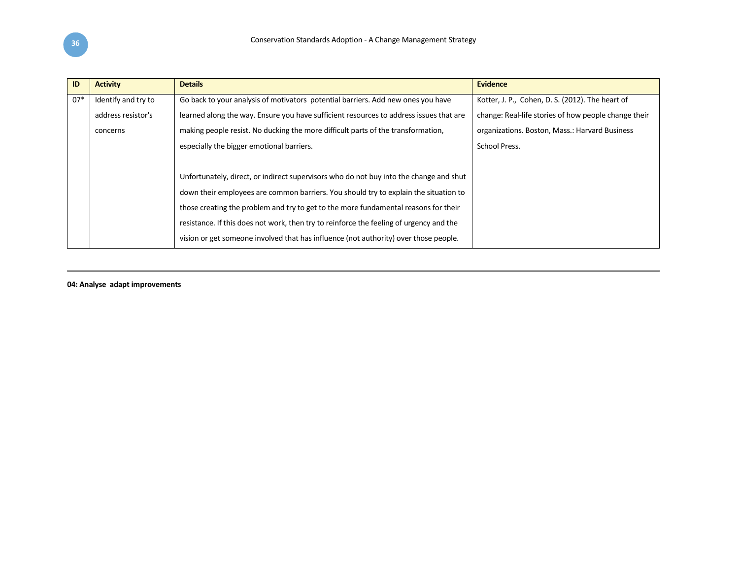| ID | Activity | Details | Evidence |
|---|---|---|---|
| 07* | Identify and try to address resistor's concerns | Go back to your analysis of motivators  potential barriers. Add new ones you have learned along the way. Ensure you have sufficient resources to address issues that are making people resist. No ducking the more difficult parts of the transformation, especially the bigger emotional barriers.<br><br>Unfortunately, direct, or indirect supervisors who do not buy into the change and shut down their employees are common barriers. You should try to explain the situation to those creating the problem and try to get to the more fundamental reasons for their resistance. If this does not work, then try to reinforce the feeling of urgency and the vision or get someone involved that has influence (not authority) over those people. | Kotter, J. P.,  Cohen, D. S. (2012). The heart of change: Real-life stories of how people change their organizations. Boston, Mass.: Harvard Business School Press. |

---

**04: Analyse  adapt improvements**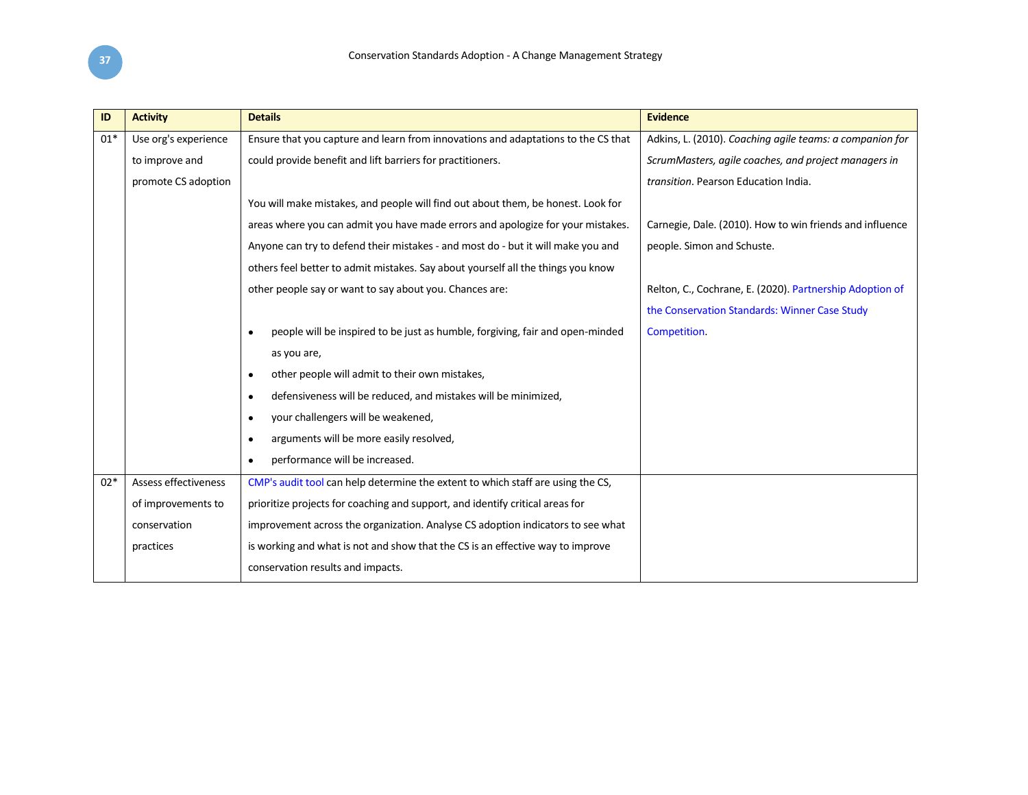| ID | Activity | Details | Evidence |
|---|---|---|---|
| 01* | Use org's experience to improve and promote CS adoption | Ensure that you capture and learn from innovations and adaptations to the CS that could provide benefit and lift barriers for practitioners.<br><br>You will make mistakes, and people will find out about them, be honest. Look for areas where you can admit you have made errors and apologize for your mistakes. Anyone can try to defend their mistakes - and most do - but it will make you and others feel better to admit mistakes. Say about yourself all the things you know other people say or want to say about you. Chances are:<br><br>• people will be inspired to be just as humble, forgiving, fair and open-minded as you are,<br>• other people will admit to their own mistakes,<br>• defensiveness will be reduced, and mistakes will be minimized,<br>• your challengers will be weakened,<br>• arguments will be more easily resolved,<br>• performance will be increased. | Adkins, L. (2010). *Coaching agile teams: a companion for ScrumMasters, agile coaches, and project managers in transition*. Pearson Education India.<br><br>Carnegie, Dale. (2010). How to win friends and influence people. Simon and Schuste.<br><br>Relton, C., Cochrane, E. (2020). Partnership Adoption of the Conservation Standards: Winner Case Study Competition. |
| 02* | Assess effectiveness of improvements to conservation practices | CMP's audit tool can help determine the extent to which staff are using the CS, prioritize projects for coaching and support, and identify critical areas for improvement across the organization. Analyse CS adoption indicators to see what is working and what is not and show that the CS is an effective way to improve conservation results and impacts. | |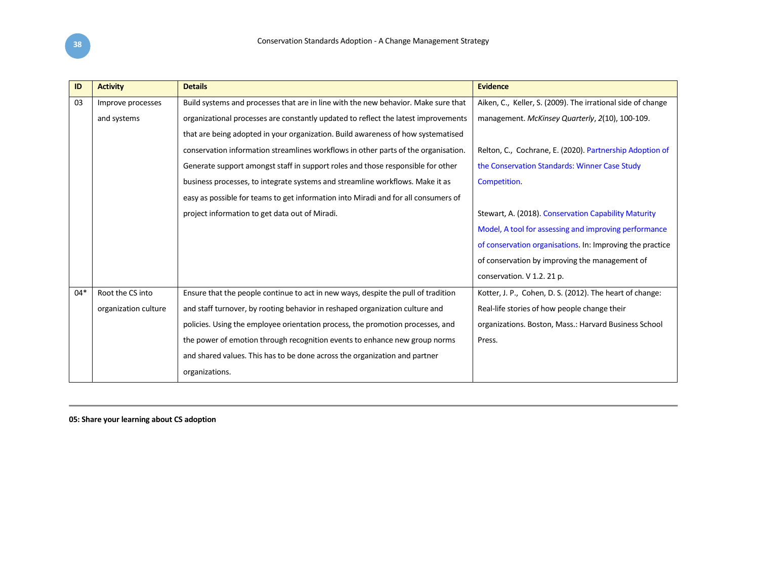| ID | Activity | Details | Evidence |
|---|---|---|---|
| 03 | Improve processes and systems | Build systems and processes that are in line with the new behavior. Make sure that organizational processes are constantly updated to reflect the latest improvements that are being adopted in your organization. Build awareness of how systematised conservation information streamlines workflows in other parts of the organisation. Generate support amongst staff in support roles and those responsible for other business processes, to integrate systems and streamline workflows. Make it as easy as possible for teams to get information into Miradi and for all consumers of project information to get data out of Miradi. | Aiken, C., Keller, S. (2009). The irrational side of change management. *McKinsey Quarterly*, *2*(10), 100-109.<br><br>Relton, C., Cochrane, E. (2020). Partnership Adoption of the Conservation Standards: Winner Case Study Competition.<br><br>Stewart, A. (2018). Conservation Capability Maturity Model, A tool for assessing and improving performance of conservation organisations. In: Improving the practice of conservation by improving the management of conservation. V 1.2. 21 p. |
| 04* | Root the CS into organization culture | Ensure that the people continue to act in new ways, despite the pull of tradition and staff turnover, by rooting behavior in reshaped organization culture and policies. Using the employee orientation process, the promotion processes, and the power of emotion through recognition events to enhance new group norms and shared values. This has to be done across the organization and partner organizations. | Kotter, J. P., Cohen, D. S. (2012). The heart of change: Real-life stories of how people change their organizations. Boston, Mass.: Harvard Business School Press. |

**05: Share your learning about CS adoption**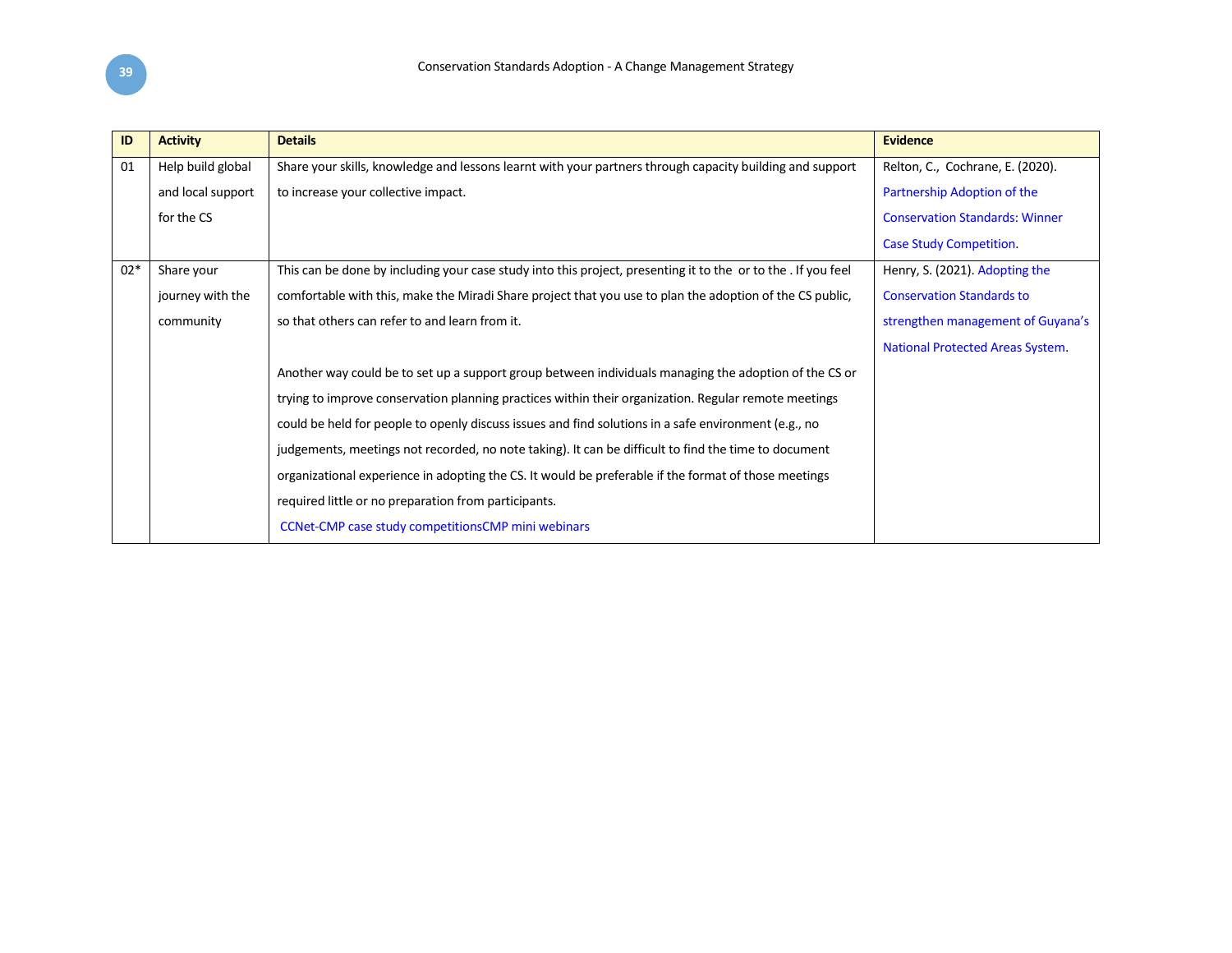| ID | Activity | Details | Evidence |
|---|---|---|---|
| 01 | Help build global and local support for the CS | Share your skills, knowledge and lessons learnt with your partners through capacity building and support to increase your collective impact. | Relton, C., Cochrane, E. (2020). Partnership Adoption of the Conservation Standards: Winner Case Study Competition. |
| 02* | Share your journey with the community | This can be done by including your case study into this project, presenting it to the or to the . If you feel comfortable with this, make the Miradi Share project that you use to plan the adoption of the CS public, so that others can refer to and learn from it.<br><br>Another way could be to set up a support group between individuals managing the adoption of the CS or trying to improve conservation planning practices within their organization. Regular remote meetings could be held for people to openly discuss issues and find solutions in a safe environment (e.g., no judgements, meetings not recorded, no note taking). It can be difficult to find the time to document organizational experience in adopting the CS. It would be preferable if the format of those meetings required little or no preparation from participants.<br>CCNet-CMP case study competitionsCMP mini webinars | Henry, S. (2021). Adopting the Conservation Standards to strengthen management of Guyana's National Protected Areas System. |